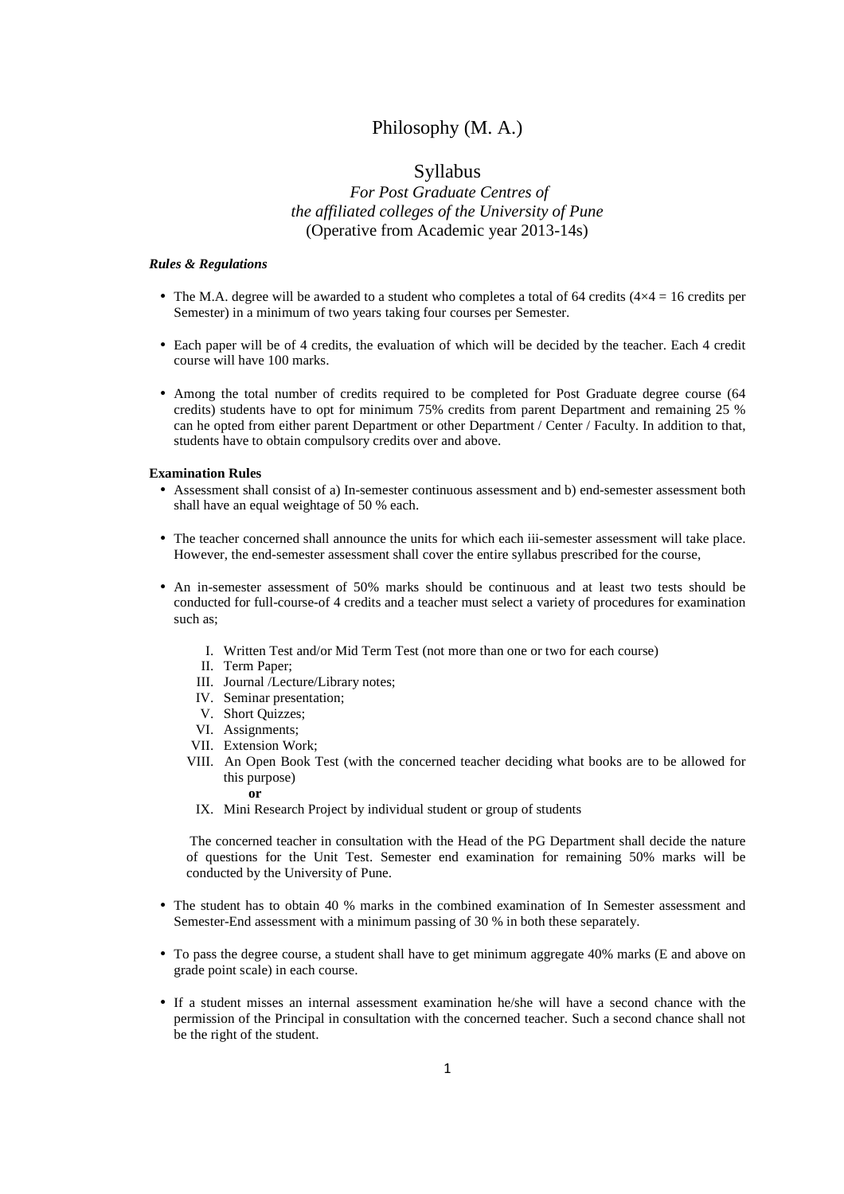# Philosophy (M. A.)

## Syllabus

*For Post Graduate Centres of*
*the affiliated colleges of the University of Pune*
(Operative from Academic year 2013-14s)

***Rules & Regulations***

- The M.A. degree will be awarded to a student who completes a total of 64 credits ($4 \times 4 = 16$ credits per Semester) in a minimum of two years taking four courses per Semester.
- Each paper will be of 4 credits, the evaluation of which will be decided by the teacher. Each 4 credit course will have 100 marks.
- Among the total number of credits required to be completed for Post Graduate degree course (64 credits) students have to opt for minimum 75% credits from parent Department and remaining 25 % can he opted from either parent Department or other Department / Center / Faculty. In addition to that, students have to obtain compulsory credits over and above.

**Examination Rules**

- Assessment shall consist of a) In-semester continuous assessment and b) end-semester assessment both shall have an equal weightage of 50 % each.
- The teacher concerned shall announce the units for which each iii-semester assessment will take place. However, the end-semester assessment shall cover the entire syllabus prescribed for the course,
- An in-semester assessment of 50% marks should be continuous and at least two tests should be conducted for full-course-of 4 credits and a teacher must select a variety of procedures for examination such as;

    I. Written Test and/or Mid Term Test (not more than one or two for each course)
    II. Term Paper;
    III. Journal /Lecture/Library notes;
    IV. Seminar presentation;
    V. Short Quizzes;
    VI. Assignments;
    VII. Extension Work;
    VIII. An Open Book Test (with the concerned teacher deciding what books are to be allowed for this purpose)
    **or**
    IX. Mini Research Project by individual student or group of students

    The concerned teacher in consultation with the Head of the PG Department shall decide the nature of questions for the Unit Test. Semester end examination for remaining 50% marks will be conducted by the University of Pune.

- The student has to obtain 40 % marks in the combined examination of In Semester assessment and Semester-End assessment with a minimum passing of 30 % in both these separately.
- To pass the degree course, a student shall have to get minimum aggregate 40% marks (E and above on grade point scale) in each course.
- If a student misses an internal assessment examination he/she will have a second chance with the permission of the Principal in consultation with the concerned teacher. Such a second chance shall not be the right of the student.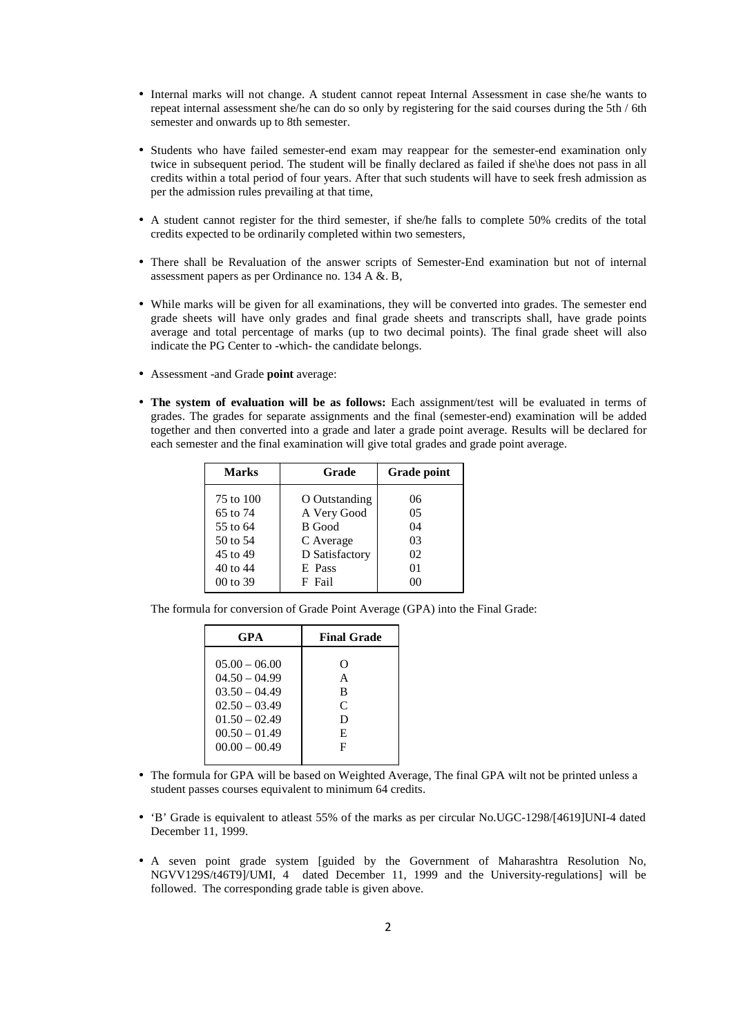- Internal marks will not change. A student cannot repeat Internal Assessment in case she/he wants to repeat internal assessment she/he can do so only by registering for the said courses during the 5th / 6th semester and onwards up to 8th semester.

- Students who have failed semester-end exam may reappear for the semester-end examination only twice in subsequent period. The student will be finally declared as failed if she\he does not pass in all credits within a total period of four years. After that such students will have to seek fresh admission as per the admission rules prevailing at that time,

- A student cannot register for the third semester, if she/he falls to complete 50% credits of the total credits expected to be ordinarily completed within two semesters,

- There shall be Revaluation of the answer scripts of Semester-End examination but not of internal assessment papers as per Ordinance no. 134 A &. B,

- While marks will be given for all examinations, they will be converted into grades. The semester end grade sheets will have only grades and final grade sheets and transcripts shall, have grade points average and total percentage of marks (up to two decimal points). The final grade sheet will also indicate the PG Center to -which- the candidate belongs.

- Assessment -and Grade **point** average:

- **The system of evaluation will be as follows:** Each assignment/test will be evaluated in terms of grades. The grades for separate assignments and the final (semester-end) examination will be added together and then converted into a grade and later a grade point average. Results will be declared for each semester and the final examination will give total grades and grade point average.

| Marks | Grade | Grade point |
|---|---|---|
| 75 to 100 | O Outstanding | 06 |
| 65 to 74 | A Very Good | 05 |
| 55 to 64 | B Good | 04 |
| 50 to 54 | C Average | 03 |
| 45 to 49 | D Satisfactory | 02 |
| 40 to 44 | E Pass | 01 |
| 00 to 39 | F Fail | 00 |

The formula for conversion of Grade Point Average (GPA) into the Final Grade:

| GPA | Final Grade |
|---|---|
| 05.00 – 06.00 | O |
| 04.50 – 04.99 | A |
| 03.50 – 04.49 | B |
| 02.50 – 03.49 | C |
| 01.50 – 02.49 | D |
| 00.50 – 01.49 | E |
| 00.00 – 00.49 | F |

- The formula for GPA will be based on Weighted Average, The final GPA wilt not be printed unless a student passes courses equivalent to minimum 64 credits.

- 'B' Grade is equivalent to atleast 55% of the marks as per circular No.UGC-1298/[4619]UNI-4 dated December 11, 1999.

- A seven point grade system [guided by the Government of Maharashtra Resolution No, NGVV129S/t46T9]/UMI, 4 dated December 11, 1999 and the University-regulations] will be followed. The corresponding grade table is given above.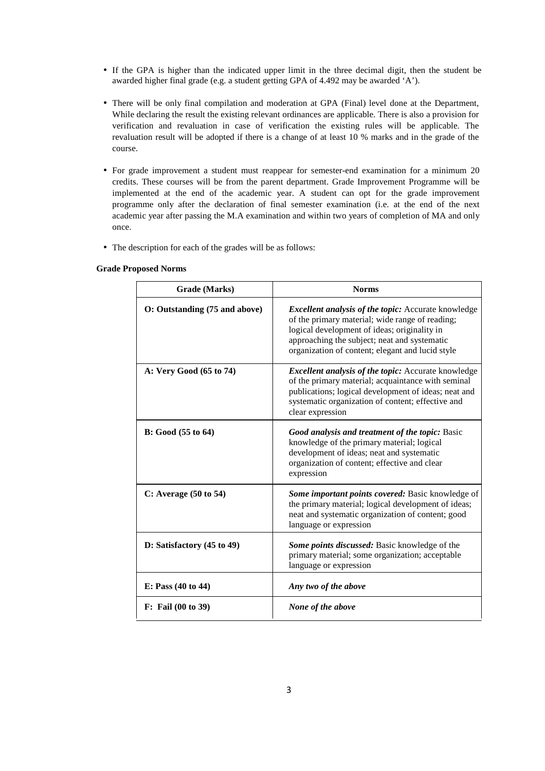- If the GPA is higher than the indicated upper limit in the three decimal digit, then the student be awarded higher final grade (e.g. a student getting GPA of 4.492 may be awarded 'A').

- There will be only final compilation and moderation at GPA (Final) level done at the Department, While declaring the result the existing relevant ordinances are applicable. There is also a provision for verification and revaluation in case of verification the existing rules will be applicable. The revaluation result will be adopted if there is a change of at least 10 % marks and in the grade of the course.

- For grade improvement a student must reappear for semester-end examination for a minimum 20 credits. These courses will be from the parent department. Grade Improvement Programme will be implemented at the end of the academic year. A student can opt for the grade improvement programme only after the declaration of final semester examination (i.e. at the end of the next academic year after passing the M.A examination and within two years of completion of MA and only once.

- The description for each of the grades will be as follows:

**Grade Proposed Norms**

| Grade (Marks) | Norms |
|---|---|
| **O: Outstanding (75 and above)** | ***Excellent analysis of the topic:*** Accurate knowledge of the primary material; wide range of reading; logical development of ideas; originality in approaching the subject; neat and systematic organization of content; elegant and lucid style |
| **A: Very Good (65 to 74)** | ***Excellent analysis of the topic:*** Accurate knowledge of the primary material; acquaintance with seminal publications; logical development of ideas; neat and systematic organization of content; effective and clear expression |
| **B: Good (55 to 64)** | ***Good analysis and treatment of the topic:*** Basic knowledge of the primary material; logical development of ideas; neat and systematic organization of content; effective and clear expression |
| **C: Average (50 to 54)** | ***Some important points covered:*** Basic knowledge of the primary material; logical development of ideas; neat and systematic organization of content; good language or expression |
| **D: Satisfactory (45 to 49)** | ***Some points discussed:*** Basic knowledge of the primary material; some organization; acceptable language or expression |
| **E: Pass (40 to 44)** | ***Any two of the above*** |
| **F: Fail (00 to 39)** | ***None of the above*** |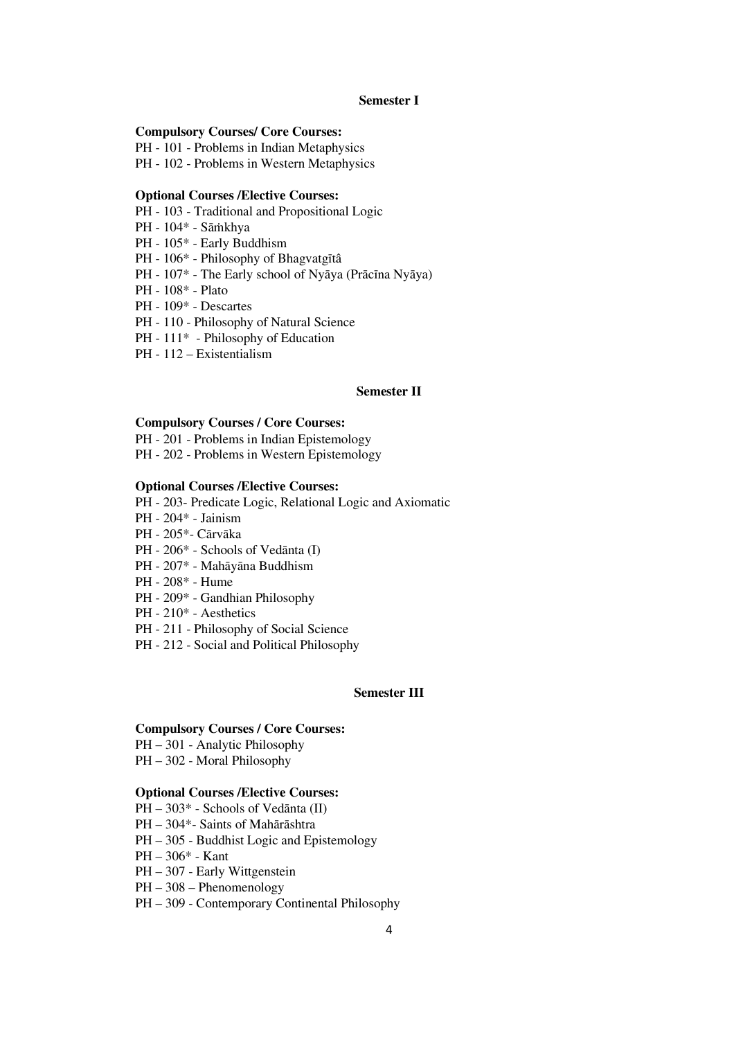## Semester I

**Compulsory Courses/ Core Courses:**

PH - 101 - Problems in Indian Metaphysics
PH - 102 - Problems in Western Metaphysics

**Optional Courses /Elective Courses:**

PH - 103 - Traditional and Propositional Logic
PH - 104* - Sāṁkhya
PH - 105* - Early Buddhism
PH - 106* - Philosophy of Bhagvatgītâ
PH - 107* - The Early school of Nyāya (Prācīna Nyāya)
PH - 108* - Plato
PH - 109* - Descartes
PH - 110 - Philosophy of Natural Science
PH - 111* - Philosophy of Education
PH - 112 – Existentialism

## Semester II

**Compulsory Courses / Core Courses:**

PH - 201 - Problems in Indian Epistemology
PH - 202 - Problems in Western Epistemology

**Optional Courses /Elective Courses:**

PH - 203- Predicate Logic, Relational Logic and Axiomatic
PH - 204* - Jainism
PH - 205*- Cārvāka
PH - 206* - Schools of Vedānta (I)
PH - 207* - Mahāyāna Buddhism
PH - 208* - Hume
PH - 209* - Gandhian Philosophy
PH - 210* - Aesthetics
PH - 211 - Philosophy of Social Science
PH - 212 - Social and Political Philosophy

## Semester III

**Compulsory Courses / Core Courses:**

PH – 301 - Analytic Philosophy
PH – 302 - Moral Philosophy

**Optional Courses /Elective Courses:**

PH – 303* - Schools of Vedānta (II)
PH – 304*- Saints of Mahārāshtra
PH – 305 - Buddhist Logic and Epistemology
PH – 306* - Kant
PH – 307 - Early Wittgenstein
PH – 308 – Phenomenology
PH – 309 - Contemporary Continental Philosophy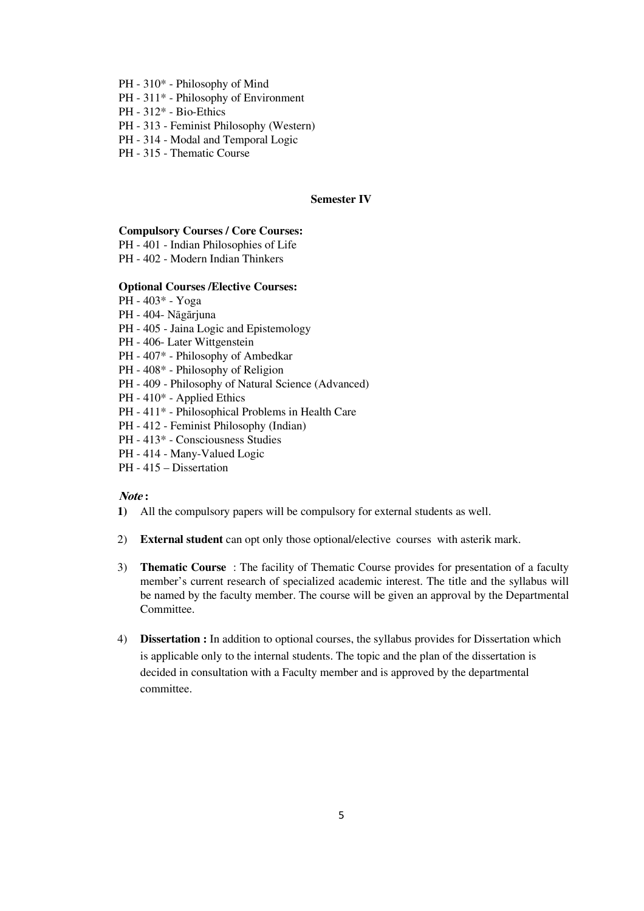PH - 310* - Philosophy of Mind
PH - 311* - Philosophy of Environment
PH - 312* - Bio-Ethics
PH - 313 - Feminist Philosophy (Western)
PH - 314 - Modal and Temporal Logic
PH - 315 - Thematic Course

### Semester IV

**Compulsory Courses / Core Courses:**

PH - 401 - Indian Philosophies of Life
PH - 402 - Modern Indian Thinkers

**Optional Courses /Elective Courses:**

PH - 403* - Yoga
PH - 404- Nāgārjuna
PH - 405 - Jaina Logic and Epistemology
PH - 406- Later Wittgenstein
PH - 407* - Philosophy of Ambedkar
PH - 408* - Philosophy of Religion
PH - 409 - Philosophy of Natural Science (Advanced)
PH - 410* - Applied Ethics
PH - 411* - Philosophical Problems in Health Care
PH - 412 - Feminist Philosophy (Indian)
PH - 413* - Consciousness Studies
PH - 414 - Many-Valued Logic
PH - 415 – Dissertation

***Note* :**

1) All the compulsory papers will be compulsory for external students as well.
2) **External student** can opt only those optional/elective courses with asterik mark.
3) **Thematic Course** : The facility of Thematic Course provides for presentation of a faculty member's current research of specialized academic interest. The title and the syllabus will be named by the faculty member. The course will be given an approval by the Departmental Committee.
4) **Dissertation :** In addition to optional courses, the syllabus provides for Dissertation which is applicable only to the internal students. The topic and the plan of the dissertation is decided in consultation with a Faculty member and is approved by the departmental committee.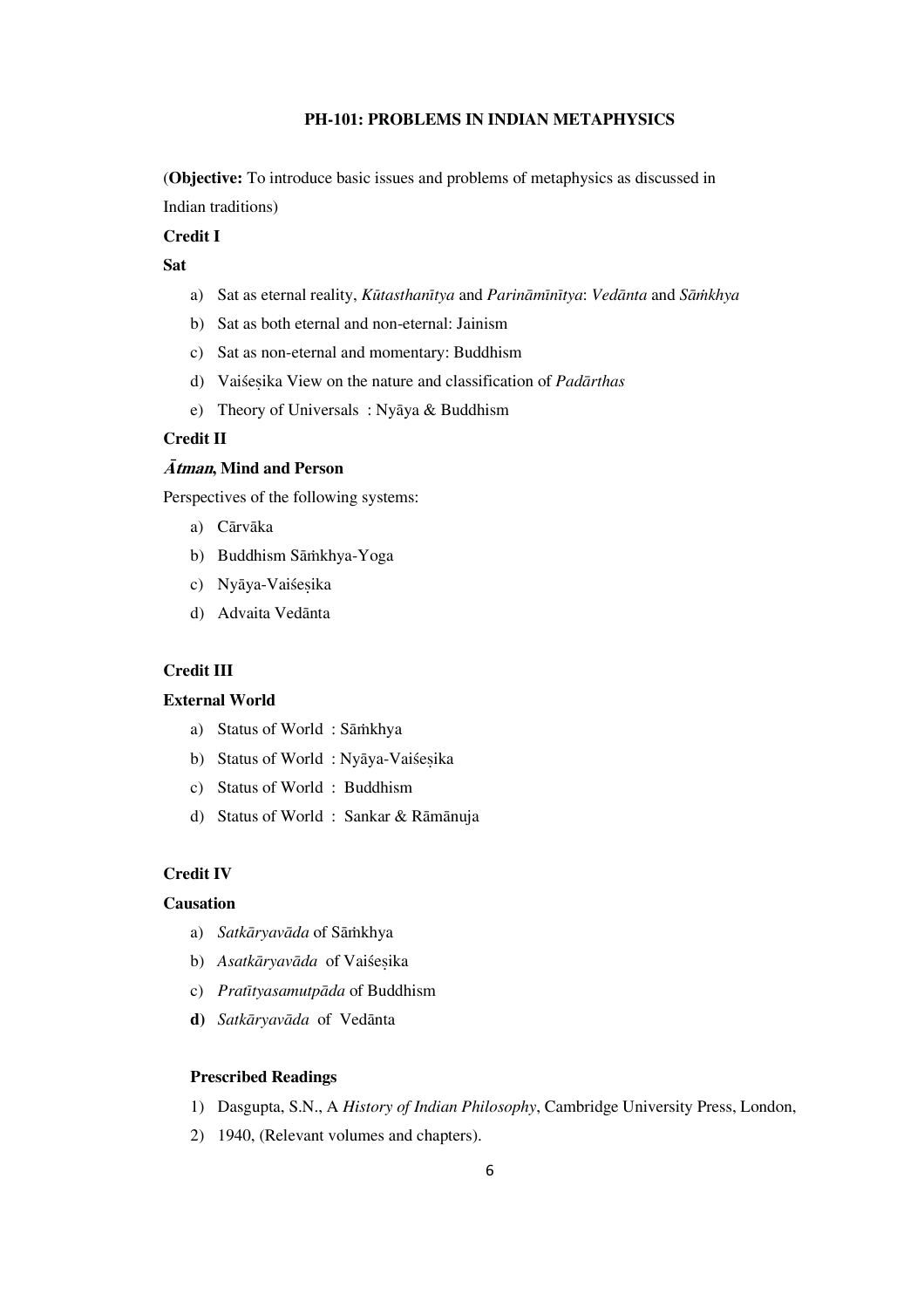## PH-101: PROBLEMS IN INDIAN METAPHYSICS

(**Objective:** To introduce basic issues and problems of metaphysics as discussed in Indian traditions)

**Credit I**

**Sat**

a) Sat as eternal reality, *Kūtasthanītya* and *Parināmīnītya*: *Vedānta* and *Sāṁkhya*
b) Sat as both eternal and non-eternal: Jainism
c) Sat as non-eternal and momentary: Buddhism
d) Vaiśeṣika View on the nature and classification of *Padārthas*
e) Theory of Universals : Nyāya & Buddhism

**Credit II**

***Ātman*, Mind and Person**

Perspectives of the following systems:

a) Cārvāka
b) Buddhism Sāṁkhya-Yoga
c) Nyāya-Vaiśeṣika
d) Advaita Vedānta

**Credit III**

**External World**

a) Status of World : Sāṁkhya
b) Status of World : Nyāya-Vaiśeṣika
c) Status of World : Buddhism
d) Status of World : Sankar & Rāmānuja

**Credit IV**

**Causation**

a) *Satkāryavāda* of Sāṁkhya
b) *Asatkāryavāda* of Vaiśeṣika
c) *Pratītyasamutpāda* of Buddhism
**d)** *Satkāryavāda* of Vedānta

**Prescribed Readings**

1) Dasgupta, S.N., A *History of Indian Philosophy*, Cambridge University Press, London,
2) 1940, (Relevant volumes and chapters).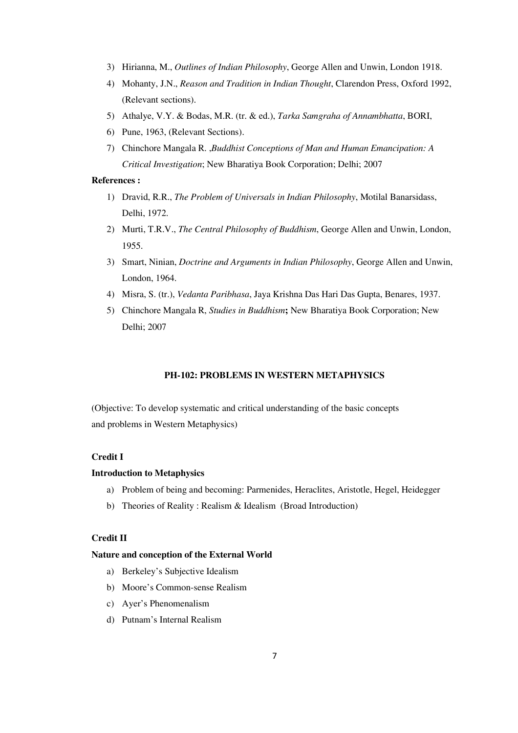3) Hirianna, M., *Outlines of Indian Philosophy*, George Allen and Unwin, London 1918.
4) Mohanty, J.N., *Reason and Tradition in Indian Thought*, Clarendon Press, Oxford 1992, (Relevant sections).
5) Athalye, V.Y. & Bodas, M.R. (tr. & ed.), *Tarka Samgraha of Annambhatta*, BORI,
6) Pune, 1963, (Relevant Sections).
7) Chinchore Mangala R. ,*Buddhist Conceptions of Man and Human Emancipation: A Critical Investigation*; New Bharatiya Book Corporation; Delhi; 2007

**References :**

1) Dravid, R.R., *The Problem of Universals in Indian Philosophy*, Motilal Banarsidass, Delhi, 1972.
2) Murti, T.R.V., *The Central Philosophy of Buddhism*, George Allen and Unwin, London, 1955.
3) Smart, Ninian, *Doctrine and Arguments in Indian Philosophy*, George Allen and Unwin, London, 1964.
4) Misra, S. (tr.), *Vedanta Paribhasa*, Jaya Krishna Das Hari Das Gupta, Benares, 1937.
5) Chinchore Mangala R, *Studies in Buddhism*; New Bharatiya Book Corporation; New Delhi; 2007

## PH-102: PROBLEMS IN WESTERN METAPHYSICS

(Objective: To develop systematic and critical understanding of the basic concepts and problems in Western Metaphysics)

**Credit I**

**Introduction to Metaphysics**

a) Problem of being and becoming: Parmenides, Heraclites, Aristotle, Hegel, Heidegger
b) Theories of Reality : Realism & Idealism (Broad Introduction)

**Credit II**

**Nature and conception of the External World**

a) Berkeley's Subjective Idealism
b) Moore's Common-sense Realism
c) Ayer's Phenomenalism
d) Putnam's Internal Realism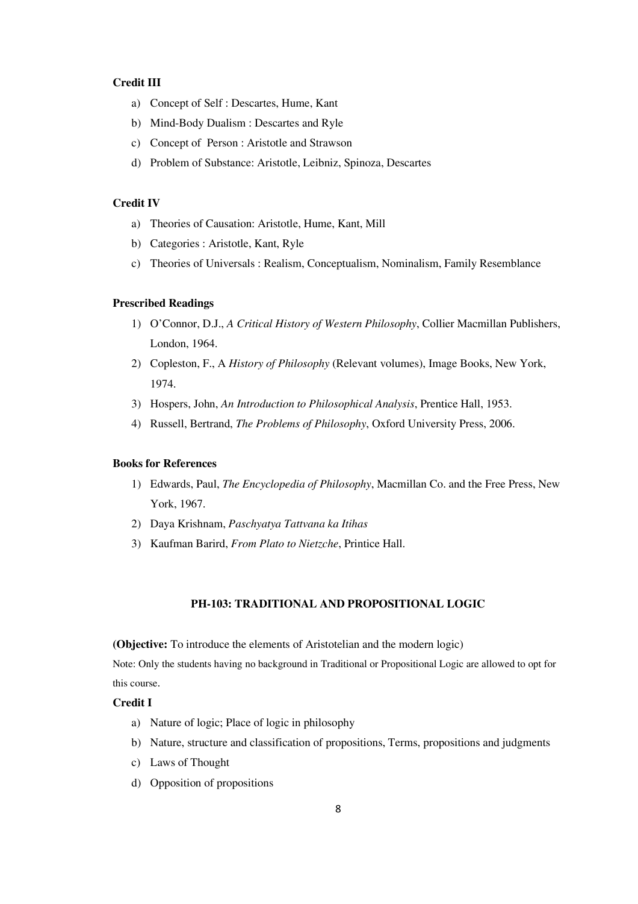**Credit III**

a) Concept of Self : Descartes, Hume, Kant
b) Mind-Body Dualism : Descartes and Ryle
c) Concept of Person : Aristotle and Strawson
d) Problem of Substance: Aristotle, Leibniz, Spinoza, Descartes

**Credit IV**

a) Theories of Causation: Aristotle, Hume, Kant, Mill
b) Categories : Aristotle, Kant, Ryle
c) Theories of Universals : Realism, Conceptualism, Nominalism, Family Resemblance

**Prescribed Readings**

1) O'Connor, D.J., *A Critical History of Western Philosophy*, Collier Macmillan Publishers, London, 1964.
2) Copleston, F., A *History of Philosophy* (Relevant volumes), Image Books, New York, 1974.
3) Hospers, John, *An Introduction to Philosophical Analysis*, Prentice Hall, 1953.
4) Russell, Bertrand, *The Problems of Philosophy*, Oxford University Press, 2006.

**Books for References**

1) Edwards, Paul, *The Encyclopedia of Philosophy*, Macmillan Co. and the Free Press, New York, 1967.
2) Daya Krishnam, *Paschyatya Tattvana ka Itihas*
3) Kaufman Barird, *From Plato to Nietzche*, Printice Hall.

## PH-103: TRADITIONAL AND PROPOSITIONAL LOGIC

**(Objective:** To introduce the elements of Aristotelian and the modern logic)

Note: Only the students having no background in Traditional or Propositional Logic are allowed to opt for this course.

**Credit I**

a) Nature of logic; Place of logic in philosophy
b) Nature, structure and classification of propositions, Terms, propositions and judgments
c) Laws of Thought
d) Opposition of propositions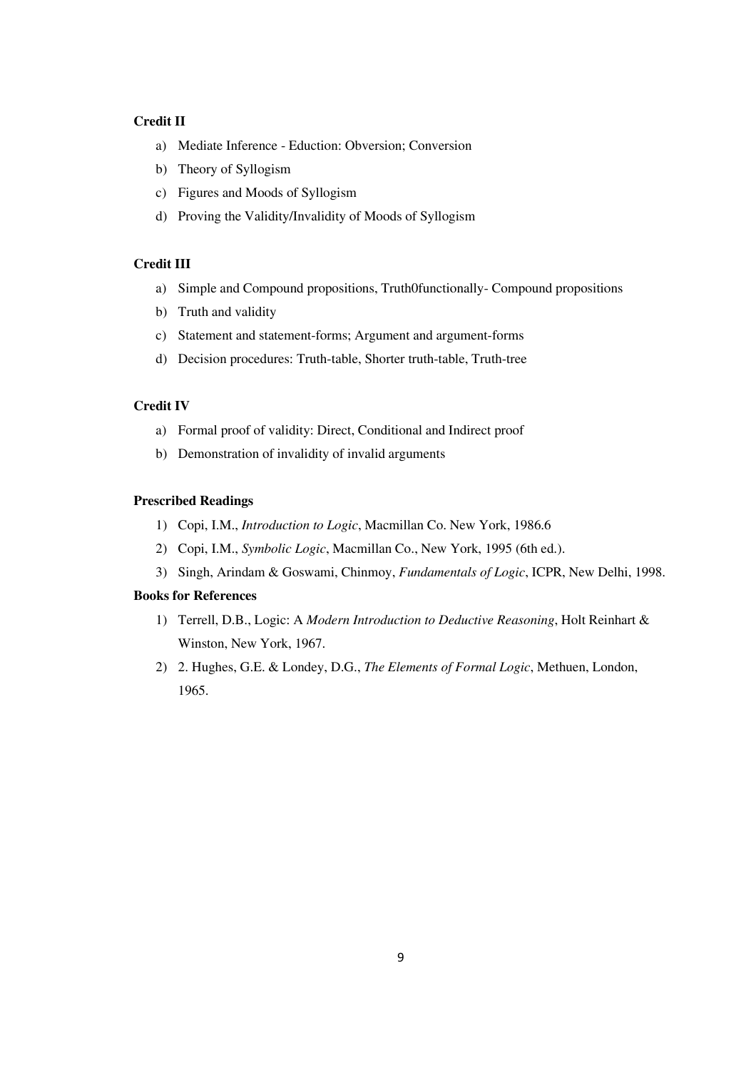**Credit II**

a) Mediate Inference - Eduction: Obversion; Conversion
b) Theory of Syllogism
c) Figures and Moods of Syllogism
d) Proving the Validity/Invalidity of Moods of Syllogism

**Credit III**

a) Simple and Compound propositions, Truth0functionally- Compound propositions
b) Truth and validity
c) Statement and statement-forms; Argument and argument-forms
d) Decision procedures: Truth-table, Shorter truth-table, Truth-tree

**Credit IV**

a) Formal proof of validity: Direct, Conditional and Indirect proof
b) Demonstration of invalidity of invalid arguments

**Prescribed Readings**

1) Copi, I.M., *Introduction to Logic*, Macmillan Co. New York, 1986.6
2) Copi, I.M., *Symbolic Logic*, Macmillan Co., New York, 1995 (6th ed.).
3) Singh, Arindam & Goswami, Chinmoy, *Fundamentals of Logic*, ICPR, New Delhi, 1998.

**Books for References**

1) Terrell, D.B., Logic: A *Modern Introduction to Deductive Reasoning*, Holt Reinhart & Winston, New York, 1967.
2) 2. Hughes, G.E. & Londey, D.G., *The Elements of Formal Logic*, Methuen, London, 1965.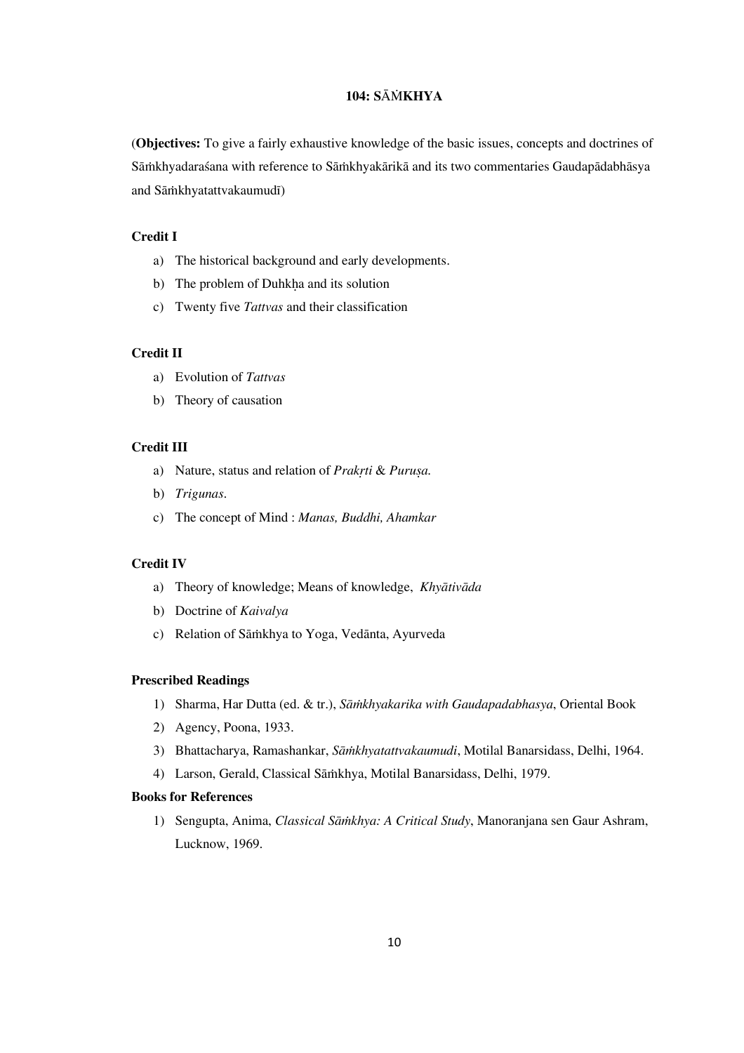## 104: SĀṀKHYA

(**Objectives:** To give a fairly exhaustive knowledge of the basic issues, concepts and doctrines of Sāṁkhyadaraśana with reference to Sāṁkhyakārikā and its two commentaries Gaudapādabhāsya and Sāṁkhyatattvakaumudī)

### Credit I

a) The historical background and early developments.
b) The problem of Duhkḥa and its solution
c) Twenty five *Tattvas* and their classification

### Credit II

a) Evolution of *Tattvas*
b) Theory of causation

### Credit III

a) Nature, status and relation of *Prakṛti* & *Puruṣa.*
b) *Trigunas*.
c) The concept of Mind : *Manas, Buddhi, Ahamkar*

### Credit IV

a) Theory of knowledge; Means of knowledge, *Khyātivāda*
b) Doctrine of *Kaivalya*
c) Relation of Sāṁkhya to Yoga, Vedānta, Ayurveda

### Prescribed Readings

1) Sharma, Har Dutta (ed. & tr.), *Sāṁkhyakarika with Gaudapadabhasya*, Oriental Book
2) Agency, Poona, 1933.
3) Bhattacharya, Ramashankar, *Sāṁkhyatattvakaumudi*, Motilal Banarsidass, Delhi, 1964.
4) Larson, Gerald, Classical Sāṁkhya, Motilal Banarsidass, Delhi, 1979.

### Books for References

1) Sengupta, Anima, *Classical Sāṁkhya: A Critical Study*, Manoranjana sen Gaur Ashram, Lucknow, 1969.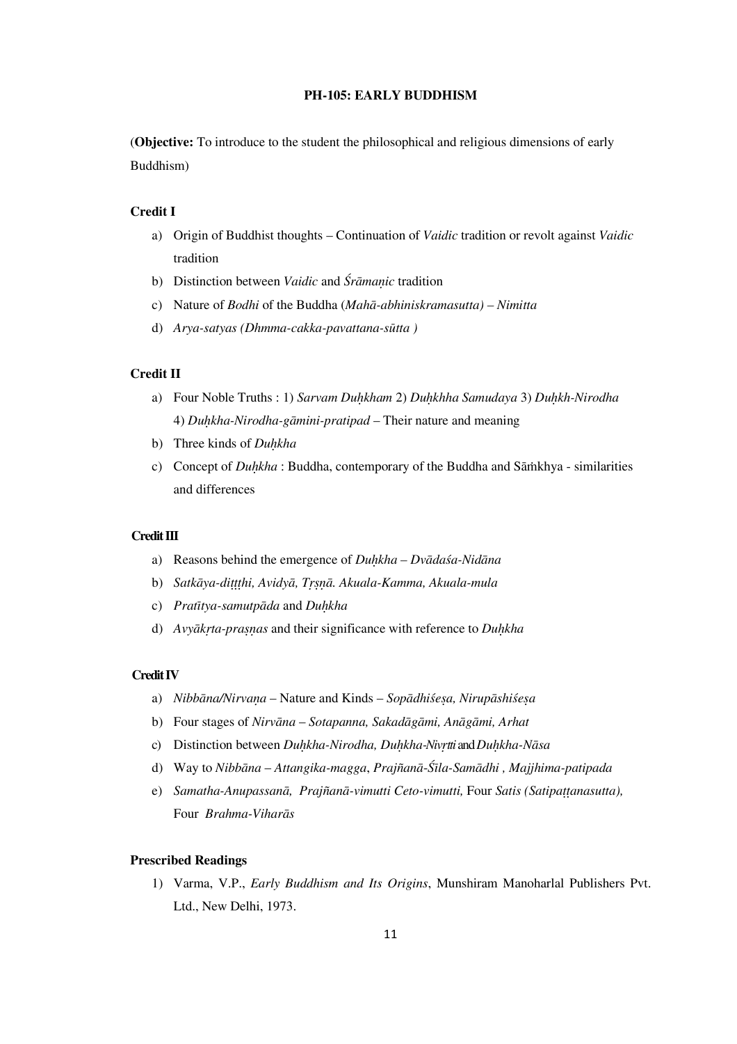## PH-105: EARLY BUDDHISM

(**Objective:** To introduce to the student the philosophical and religious dimensions of early Buddhism)

### Credit I

a) Origin of Buddhist thoughts – Continuation of *Vaidic* tradition or revolt against *Vaidic* tradition

b) Distinction between *Vaidic* and *Śrāmaṇic* tradition

c) Nature of *Bodhi* of the Buddha (*Mahā-abhiniskramasutta) – Nimitta*

d) *Arya-satyas (Dhmma-cakka-pavattana-sūtta )*

### Credit II

a) Four Noble Truths : 1) *Sarvam Duḥkham* 2) *Duḥkhha Samudaya* 3) *Duḥkh-Nirodha* 4) *Duḥkha-Nirodha-gāmini-pratipad* – Their nature and meaning

b) Three kinds of *Duḥkha*

c) Concept of *Duḥkha* : Buddha, contemporary of the Buddha and Sāṁkhya - similarities and differences

### Credit III

a) Reasons behind the emergence of *Duḥkha – Dvādaśa-Nidāna*

b) *Satkāya-diṭṭṭhi, Avidyā, Tṛṣṇā. Akuala-Kamma, Akuala-mula*

c) *Pratītya-samutpāda* and *Duḥkha*

d) *Avyākṛta-prasṇas* and their significance with reference to *Duḥkha*

### Credit IV

a) *Nibbāna/Nirvaṇa* – Nature and Kinds – *Sopādhiśeṣa, Nirupāshiśeṣa*

b) Four stages of *Nirvāna – Sotapanna, Sakadāgāmi, Anāgāmi, Arhat*

c) Distinction between *Duḥkha-Nirodha, Duḥkha-Nivṛtti* and *Duḥkha-Nāsa*

d) Way to *Nibbāna – Attangika-magga*, *Prajñanā-Śīla-Samādhi , Majjhima-patipada*

e) *Samatha-Anupassanā, Prajñanā-vimutti Ceto-vimutti,* Four *Satis (Satipaṭṭanasutta),* Four *Brahma-Viharās*

### Prescribed Readings

1) Varma, V.P., *Early Buddhism and Its Origins*, Munshiram Manoharlal Publishers Pvt. Ltd., New Delhi, 1973.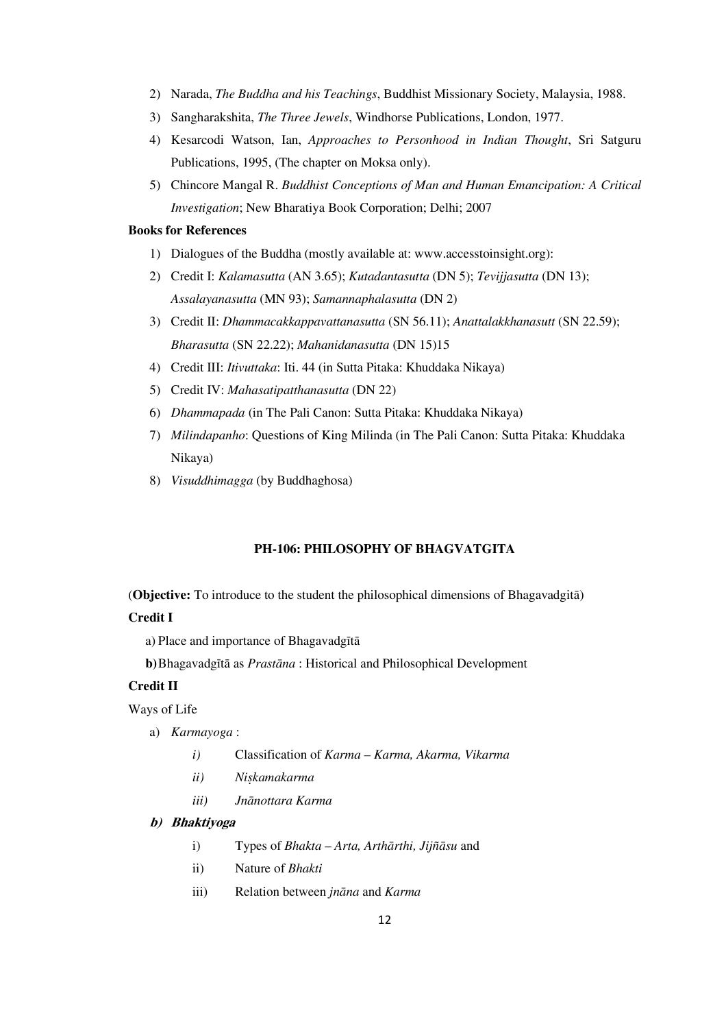2) Narada, *The Buddha and his Teachings*, Buddhist Missionary Society, Malaysia, 1988.
3) Sangharakshita, *The Three Jewels*, Windhorse Publications, London, 1977.
4) Kesarcodi Watson, Ian, *Approaches to Personhood in Indian Thought*, Sri Satguru Publications, 1995, (The chapter on Moksa only).
5) Chincore Mangal R. *Buddhist Conceptions of Man and Human Emancipation: A Critical Investigation*; New Bharatiya Book Corporation; Delhi; 2007

**Books for References**

1) Dialogues of the Buddha (mostly available at: www.accesstoinsight.org):
2) Credit I: *Kalamasutta* (AN 3.65); *Kutadantasutta* (DN 5); *Tevijjasutta* (DN 13); *Assalayanasutta* (MN 93); *Samannaphalasutta* (DN 2)
3) Credit II: *Dhammacakkappavattanasutta* (SN 56.11); *Anattalakkhanasutt* (SN 22.59); *Bharasutta* (SN 22.22); *Mahanidanasutta* (DN 15)15
4) Credit III: *Itivuttaka*: Iti. 44 (in Sutta Pitaka: Khuddaka Nikaya)
5) Credit IV: *Mahasatipatthanasutta* (DN 22)
6) *Dhammapada* (in The Pali Canon: Sutta Pitaka: Khuddaka Nikaya)
7) *Milindapanho*: Questions of King Milinda (in The Pali Canon: Sutta Pitaka: Khuddaka Nikaya)
8) *Visuddhimagga* (by Buddhaghosa)

## PH-106: PHILOSOPHY OF BHAGVATGITA

(**Objective:** To introduce to the student the philosophical dimensions of Bhagavadgitā)

**Credit I**

a) Place and importance of Bhagavadgītā

**b)** Bhagavadgītā as *Prastāna* : Historical and Philosophical Development

**Credit II**

Ways of Life

a) *Karmayoga* :
   - *i)* Classification of *Karma – Karma, Akarma, Vikarma*
   - *ii)* *Niṣkamakarma*
   - *iii)* *Jnānottara Karma*

***b) Bhaktiyoga***
   - i) Types of *Bhakta – Arta, Arthārthi, Jijñāsu* and
   - ii) Nature of *Bhakti*
   - iii) Relation between *jnāna* and *Karma*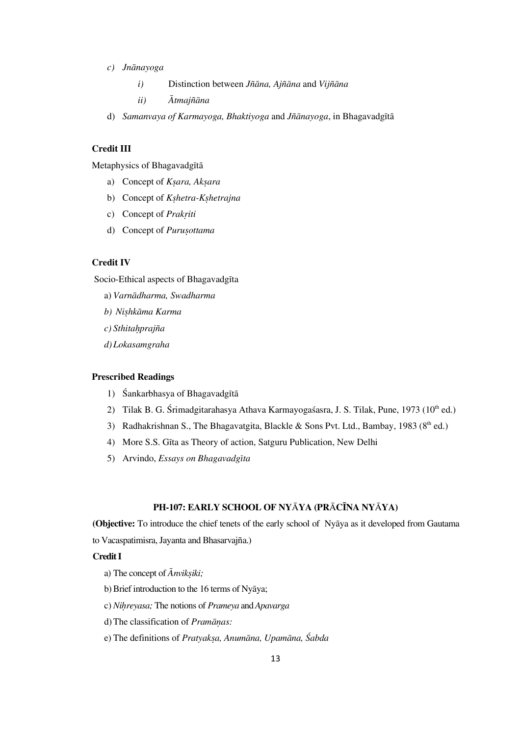- c) *Jnānayoga*
    - *i)* Distinction between *Jñāna, Ajñāna* and *Vijñāna*
    - *ii)* *Ātmajñāna*
- d) *Samanvaya of Karmayoga, Bhaktiyoga* and *Jñānayoga*, in Bhagavadgītā

**Credit III**

Metaphysics of Bhagavadgītā

- a) Concept of *Kṣara, Akṣara*
- b) Concept of *Kṣhetra-Kṣhetrajna*
- c) Concept of *Prakṛiti*
- d) Concept of *Puruṣottama*

**Credit IV**

Socio-Ethical aspects of Bhagavadgīta

- a) *Varnādharma, Swadharma*
- *b) Niṣhkāma Karma*
- *c) Sthitaḥprajña*
- *d) Lokasamgraha*

**Prescribed Readings**

1) Śankarbhasya of Bhagavadgītā
2) Tilak B. G. Śrimadgitarahasya Athava Karmayogaśasra, J. S. Tilak, Pune, 1973 (10th ed.)
3) Radhakrishnan S., The Bhagavatgita, Blackle & Sons Pvt. Ltd., Bambay, 1983 (8th ed.)
4) More S.S. Gīta as Theory of action, Satguru Publication, New Delhi
5) Arvindo, *Essays on Bhagavadgīta*

## PH-107: EARLY SCHOOL OF NYĀYA (PRĀCĪNA NYĀYA)

**(Objective:** To introduce the chief tenets of the early school of Nyāya as it developed from Gautama to Vacaspatimisra, Jayanta and Bhasarvajña.)

**Credit I**

- a) The concept of *Ānvikṣiki;*
- b) Brief introduction to the 16 terms of Nyāya;
- c) *Niḥreyasa;* The notions of *Prameya* and *Apavarga*
- d) The classification of *Pramāṇas:*
- e) The definitions of *Pratyakṣa, Anumāna, Upamāna, Śabda*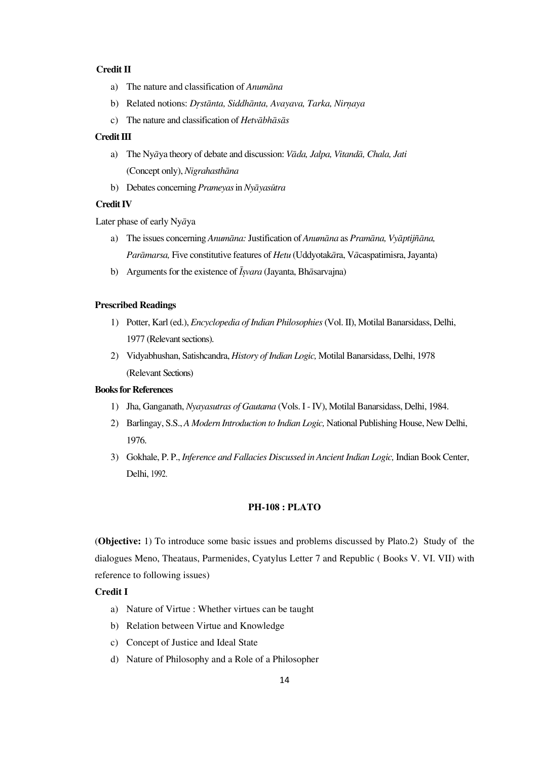**Credit II**

a) The nature and classification of *Anumāna*

b) Related notions: *Dṛstānta, Siddhānta, Avayava, Tarka, Nirṇaya*

c) The nature and classification of *Hetvābhāsās*

**Credit III**

a) The Nyāya theory of debate and discussion: *Vāda, Jalpa, Vitandā, Chala, Jati* (Concept only), *Nigrahasthāna*

b) Debates concerning *Prameyas* in *Nyāyasūtra*

**Credit IV**

Later phase of early Nyāya

a) The issues concerning *Anumāna:* Justification of *Anumāna* as *Pramāna, Vyāptijñāna, Parāmarsa,* Five constitutive features of *Hetu* (Uddyotakāra, Vācaspatimisra, Jayanta)

b) Arguments for the existence of *Īṣvara* (Jayanta, Bhāsarvajna)

**Prescribed Readings**

1) Potter, Karl (ed.), *Encyclopedia of Indian Philosophies* (Vol. II), Motilal Banarsidass, Delhi, 1977 (Relevant sections).
2) Vidyabhushan, Satishcandra, *History of Indian Logic,* Motilal Banarsidass, Delhi, 1978 (Relevant Sections)

**Books for References**

1) Jha, Ganganath, *Nyayasutras of Gautama* (Vols. I - IV), Motilal Banarsidass, Delhi, 1984.
2) Barlingay, S.S., *A Modern Introduction to Indian Logic,* National Publishing House, New Delhi, 1976.
3) Gokhale, P. P., *Inference and Fallacies Discussed in Ancient Indian Logic,* Indian Book Center, Delhi, 1992.

## PH-108 : PLATO

(**Objective:** 1) To introduce some basic issues and problems discussed by Plato.2) Study of the dialogues Meno, Theataus, Parmenides, Cyatylus Letter 7 and Republic ( Books V. VI. VII) with reference to following issues)

**Credit I**

a) Nature of Virtue : Whether virtues can be taught

b) Relation between Virtue and Knowledge

c) Concept of Justice and Ideal State

d) Nature of Philosophy and a Role of a Philosopher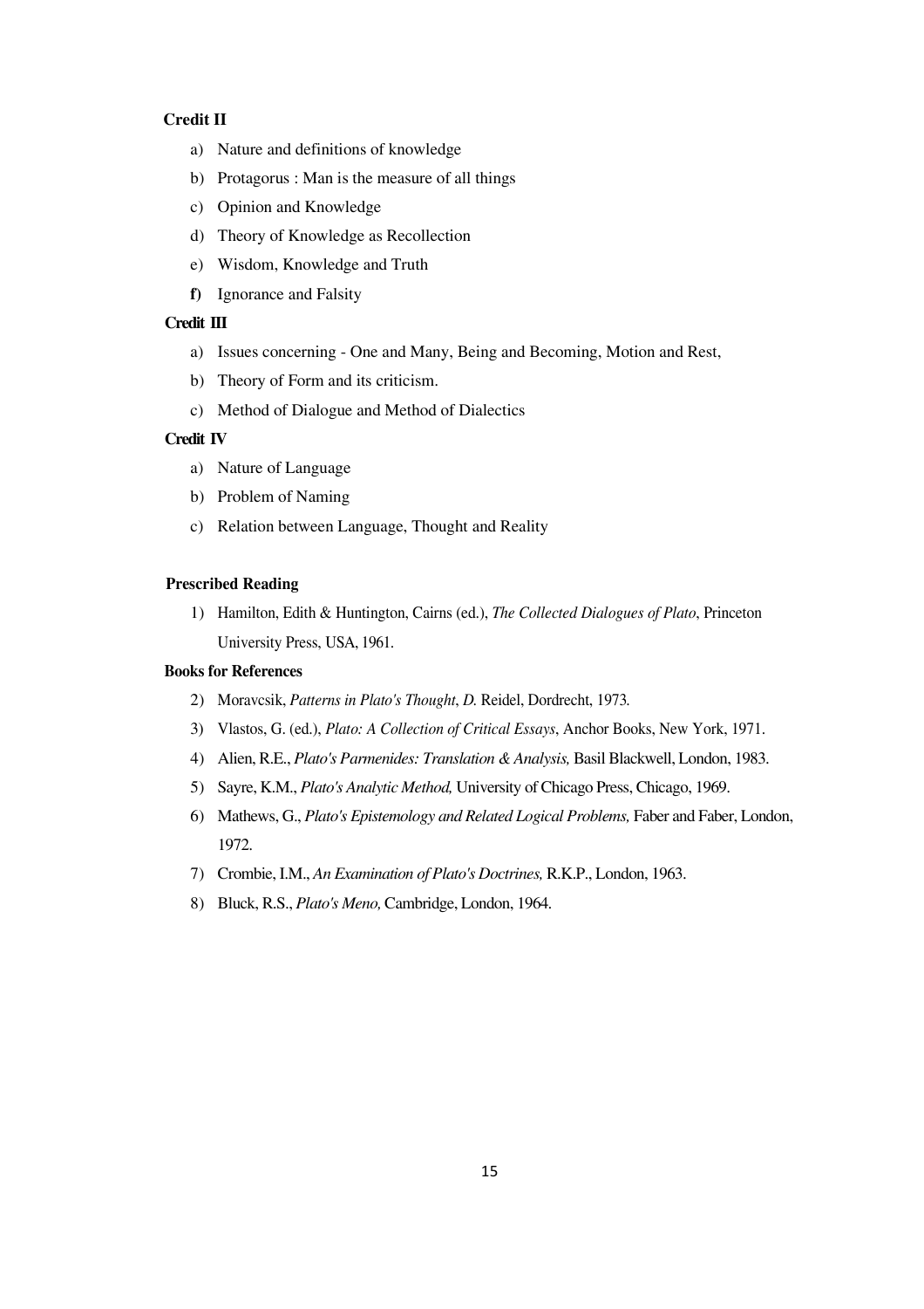**Credit II**

a) Nature and definitions of knowledge

b) Protagorus : Man is the measure of all things

c) Opinion and Knowledge

d) Theory of Knowledge as Recollection

e) Wisdom, Knowledge and Truth

**f)** Ignorance and Falsity

**Credit III**

a) Issues concerning - One and Many, Being and Becoming, Motion and Rest,

b) Theory of Form and its criticism.

c) Method of Dialogue and Method of Dialectics

**Credit IV**

a) Nature of Language

b) Problem of Naming

c) Relation between Language, Thought and Reality

**Prescribed Reading**

1) Hamilton, Edith & Huntington, Cairns (ed.), *The Collected Dialogues of Plato*, Princeton University Press, USA, 1961.

**Books for References**

2) Moravcsik, *Patterns in Plato's Thought*, *D.* Reidel, Dordrecht, 1973.

3) Vlastos, G. (ed.), *Plato: A Collection of Critical Essays*, Anchor Books, New York, 1971.

4) Alien, R.E., *Plato's Parmenides: Translation & Analysis,* Basil Blackwell, London, 1983.

5) Sayre, K.M., *Plato's Analytic Method,* University of Chicago Press, Chicago, 1969.

6) Mathews, G., *Plato's Epistemology and Related Logical Problems,* Faber and Faber, London, 1972.

7) Crombie, I.M., *An Examination of Plato's Doctrines,* R.K.P., London, 1963.

8) Bluck, R.S., *Plato's Meno,* Cambridge, London, 1964.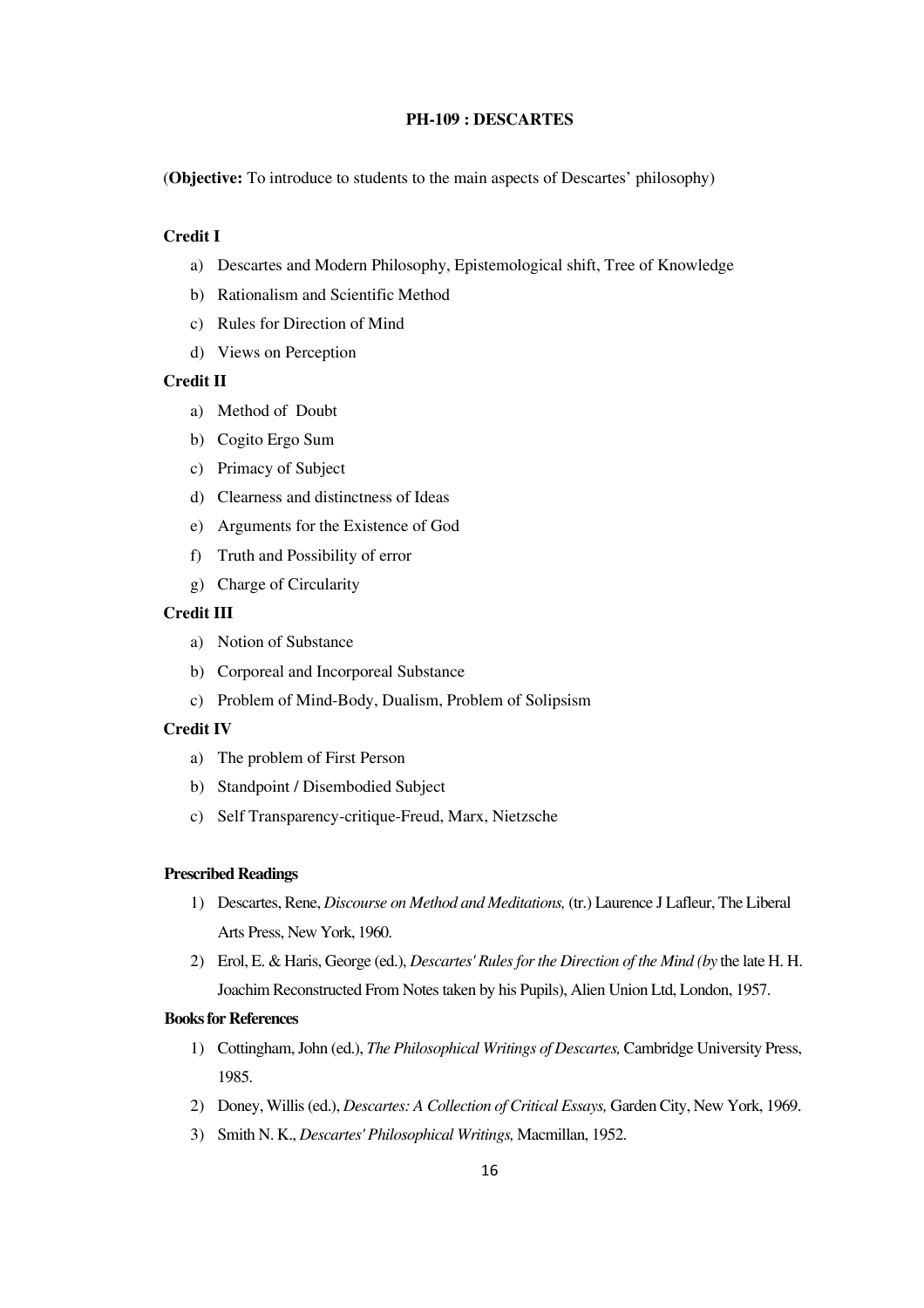## PH-109 : DESCARTES

(**Objective:** To introduce to students to the main aspects of Descartes' philosophy)

**Credit I**

a) Descartes and Modern Philosophy, Epistemological shift, Tree of Knowledge
b) Rationalism and Scientific Method
c) Rules for Direction of Mind
d) Views on Perception

**Credit II**

a) Method of Doubt
b) Cogito Ergo Sum
c) Primacy of Subject
d) Clearness and distinctness of Ideas
e) Arguments for the Existence of God
f) Truth and Possibility of error
g) Charge of Circularity

**Credit III**

a) Notion of Substance
b) Corporeal and Incorporeal Substance
c) Problem of Mind-Body, Dualism, Problem of Solipsism

**Credit IV**

a) The problem of First Person
b) Standpoint / Disembodied Subject
c) Self Transparency-critique-Freud, Marx, Nietzsche

**Prescribed Readings**

1) Descartes, Rene, *Discourse on Method and Meditations,* (tr.) Laurence J Lafleur, The Liberal Arts Press, New York, 1960.
2) Erol, E. & Haris, George (ed.), *Descartes' Rules for the Direction of the Mind (by* the late H. H. Joachim Reconstructed From Notes taken by his Pupils), Alien Union Ltd, London, 1957.

**Books for References**

1) Cottingham, John (ed.), *The Philosophical Writings of Descartes,* Cambridge University Press, 1985.
2) Doney, Willis (ed.), *Descartes: A Collection of Critical Essays,* Garden City, New York, 1969.
3) Smith N. K., *Descartes' Philosophical Writings,* Macmillan, 1952.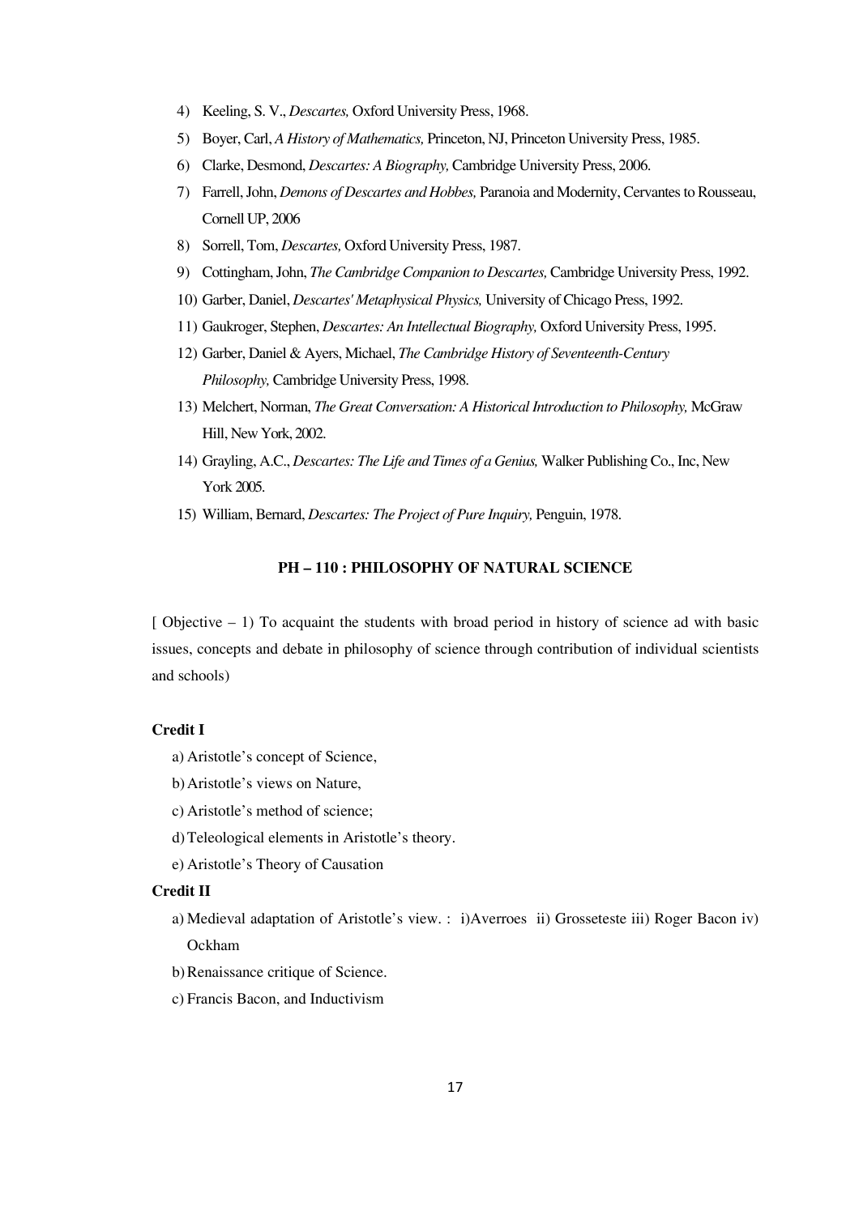4) Keeling, S. V., *Descartes,* Oxford University Press, 1968.
5) Boyer, Carl, *A History of Mathematics,* Princeton, NJ, Princeton University Press, 1985.
6) Clarke, Desmond, *Descartes: A Biography,* Cambridge University Press, 2006.
7) Farrell, John, *Demons of Descartes and Hobbes,* Paranoia and Modernity, Cervantes to Rousseau, Cornell UP, 2006
8) Sorrell, Tom, *Descartes,* Oxford University Press, 1987.
9) Cottingham, John, *The Cambridge Companion to Descartes,* Cambridge University Press, 1992.
10) Garber, Daniel, *Descartes' Metaphysical Physics,* University of Chicago Press, 1992.
11) Gaukroger, Stephen, *Descartes: An Intellectual Biography,* Oxford University Press, 1995.
12) Garber, Daniel & Ayers, Michael, *The Cambridge History of Seventeenth-Century Philosophy,* Cambridge University Press, 1998.
13) Melchert, Norman, *The Great Conversation: A Historical Introduction to Philosophy,* McGraw Hill, New York, 2002.
14) Grayling, A.C., *Descartes: The Life and Times of a Genius,* Walker Publishing Co., Inc, New York 2005.
15) William, Bernard, *Descartes: The Project of Pure Inquiry,* Penguin, 1978.

## PH – 110 : PHILOSOPHY OF NATURAL SCIENCE

[ Objective – 1) To acquaint the students with broad period in history of science ad with basic issues, concepts and debate in philosophy of science through contribution of individual scientists and schools)

**Credit I**

a) Aristotle's concept of Science,

b) Aristotle's views on Nature,

c) Aristotle's method of science;

d) Teleological elements in Aristotle's theory.

e) Aristotle's Theory of Causation

**Credit II**

a) Medieval adaptation of Aristotle's view. : i)Averroes ii) Grosseteste iii) Roger Bacon iv) Ockham

b) Renaissance critique of Science.

c) Francis Bacon, and Inductivism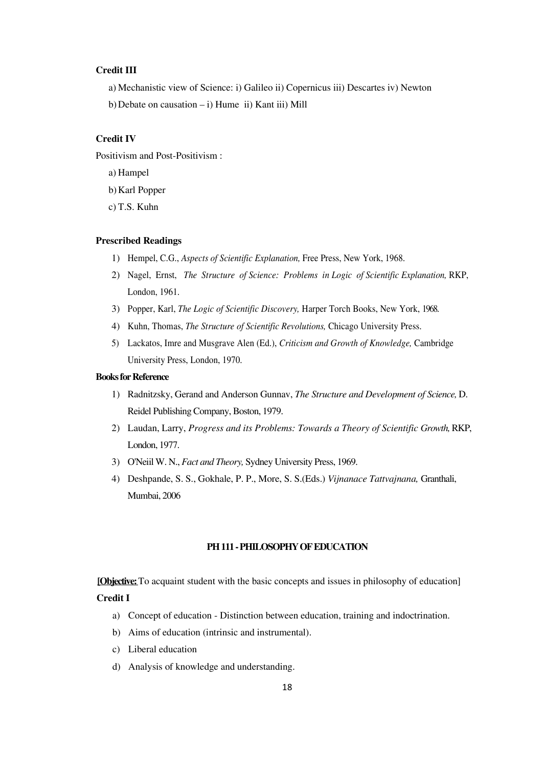**Credit III**

a) Mechanistic view of Science: i) Galileo ii) Copernicus iii) Descartes iv) Newton

b) Debate on causation – i) Hume ii) Kant iii) Mill

**Credit IV**

Positivism and Post-Positivism :

a) Hampel

b) Karl Popper

c) T.S. Kuhn

**Prescribed Readings**

1) Hempel, C.G., *Aspects of Scientific Explanation,* Free Press, New York, 1968.
2) Nagel, Ernst, *The Structure of Science: Problems in Logic of Scientific Explanation,* RKP, London, 1961.
3) Popper, Karl, *The Logic of Scientific Discovery,* Harper Torch Books, New York, 1968.
4) Kuhn, Thomas, *The Structure of Scientific Revolutions,* Chicago University Press.
5) Lackatos, Imre and Musgrave Alen (Ed.), *Criticism and Growth of Knowledge,* Cambridge University Press, London, 1970.

**Books for Reference**

1) Radnitzsky, Gerand and Anderson Gunnav, *The Structure and Development of Science,* D. Reidel Publishing Company, Boston, 1979.
2) Laudan, Larry, *Progress and its Problems: Towards a Theory of Scientific Growth,* RKP, London, 1977.
3) O'Neiil W. N., *Fact and Theory,* Sydney University Press, 1969.
4) Deshpande, S. S., Gokhale, P. P., More, S. S.(Eds.) *Vijnanace Tattvajnana,* Granthali, Mumbai, 2006

## PH 111 - PHILOSOPHY OF EDUCATION

**[Objective:** To acquaint student with the basic concepts and issues in philosophy of education]

**Credit I**

a) Concept of education - Distinction between education, training and indoctrination.
b) Aims of education (intrinsic and instrumental).
c) Liberal education
d) Analysis of knowledge and understanding.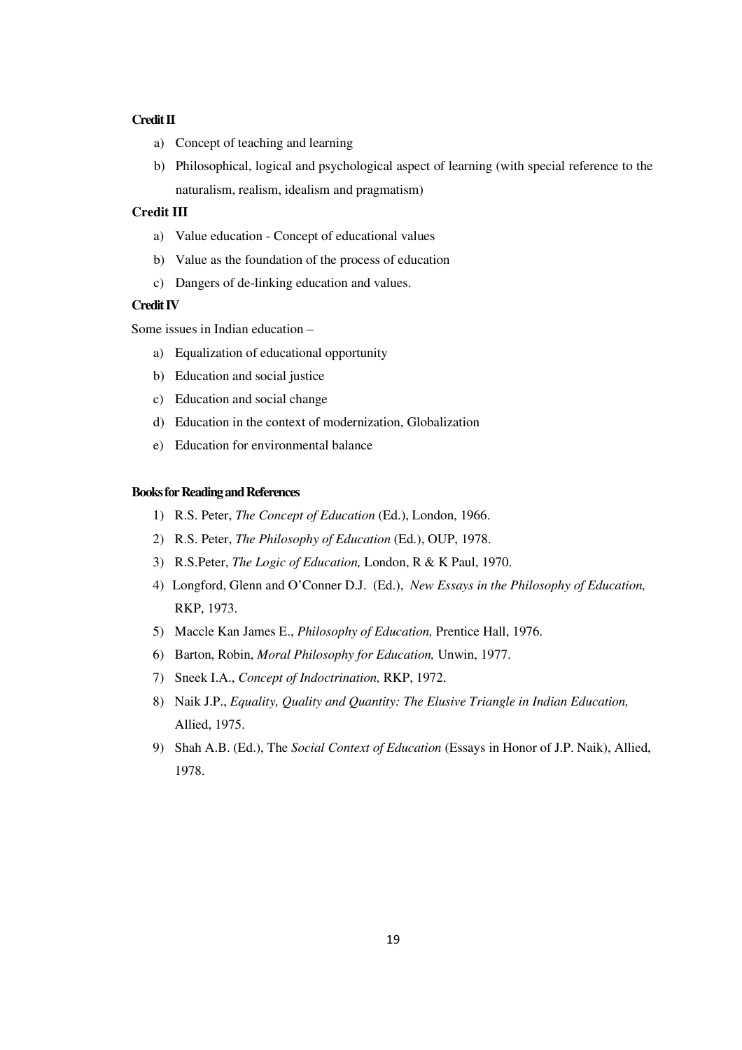**Credit II**

a) Concept of teaching and learning
b) Philosophical, logical and psychological aspect of learning (with special reference to the naturalism, realism, idealism and pragmatism)

**Credit III**

a) Value education - Concept of educational values
b) Value as the foundation of the process of education
c) Dangers of de-linking education and values.

**Credit IV**

Some issues in Indian education –

a) Equalization of educational opportunity
b) Education and social justice
c) Education and social change
d) Education in the context of modernization, Globalization
e) Education for environmental balance

**Books for Reading and References**

1) R.S. Peter, *The Concept of Education* (Ed.), London, 1966.
2) R.S. Peter, *The Philosophy of Education* (Ed.), OUP, 1978.
3) R.S.Peter, *The Logic of Education,* London, R & K Paul, 1970.
4) Longford, Glenn and O'Conner D.J. (Ed.), *New Essays in the Philosophy of Education,* RKP, 1973.
5) Maccle Kan James E., *Philosophy of Education,* Prentice Hall, 1976.
6) Barton, Robin, *Moral Philosophy for Education,* Unwin, 1977.
7) Sneek I.A., *Concept of Indoctrination,* RKP, 1972.
8) Naik J.P., *Equality, Quality and Quantity: The Elusive Triangle in Indian Education,* Allied, 1975.
9) Shah A.B. (Ed.), The *Social Context of Education* (Essays in Honor of J.P. Naik), Allied, 1978.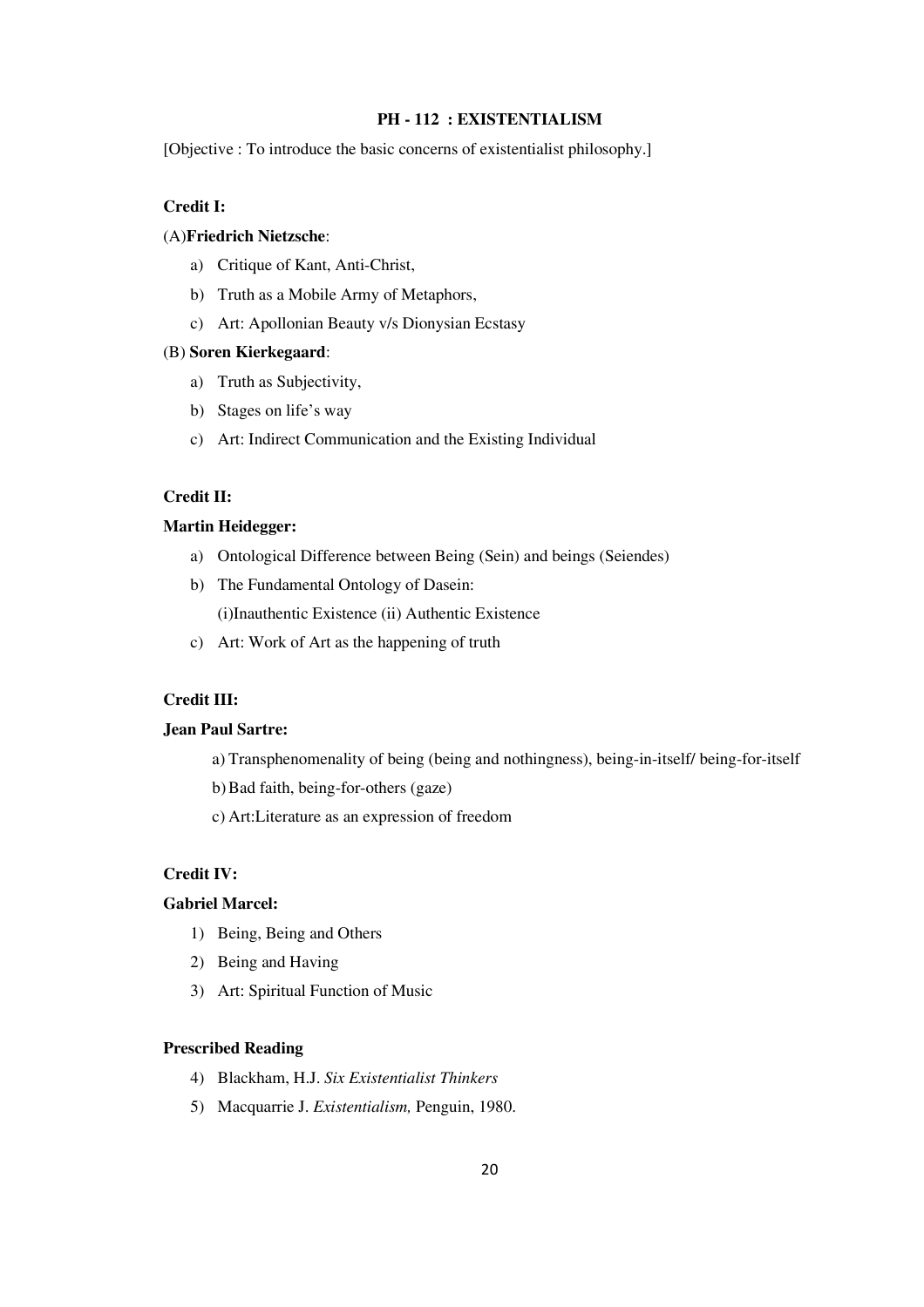## PH - 112 : EXISTENTIALISM

[Objective : To introduce the basic concerns of existentialist philosophy.]

**Credit I:**

(A)**Friedrich Nietzsche**:

a) Critique of Kant, Anti-Christ,
b) Truth as a Mobile Army of Metaphors,
c) Art: Apollonian Beauty v/s Dionysian Ecstasy

(B) **Soren Kierkegaard**:

a) Truth as Subjectivity,
b) Stages on life's way
c) Art: Indirect Communication and the Existing Individual

**Credit II:**

**Martin Heidegger:**

a) Ontological Difference between Being (Sein) and beings (Seiendes)
b) The Fundamental Ontology of Dasein:
   (i)Inauthentic Existence (ii) Authentic Existence
c) Art: Work of Art as the happening of truth

**Credit III:**

**Jean Paul Sartre:**

a) Transphenomenality of being (being and nothingness), being-in-itself/ being-for-itself
b) Bad faith, being-for-others (gaze)
c) Art:Literature as an expression of freedom

**Credit IV:**

**Gabriel Marcel:**

1) Being, Being and Others
2) Being and Having
3) Art: Spiritual Function of Music

**Prescribed Reading**

4) Blackham, H.J. *Six Existentialist Thinkers*
5) Macquarrie J. *Existentialism,* Penguin, 1980.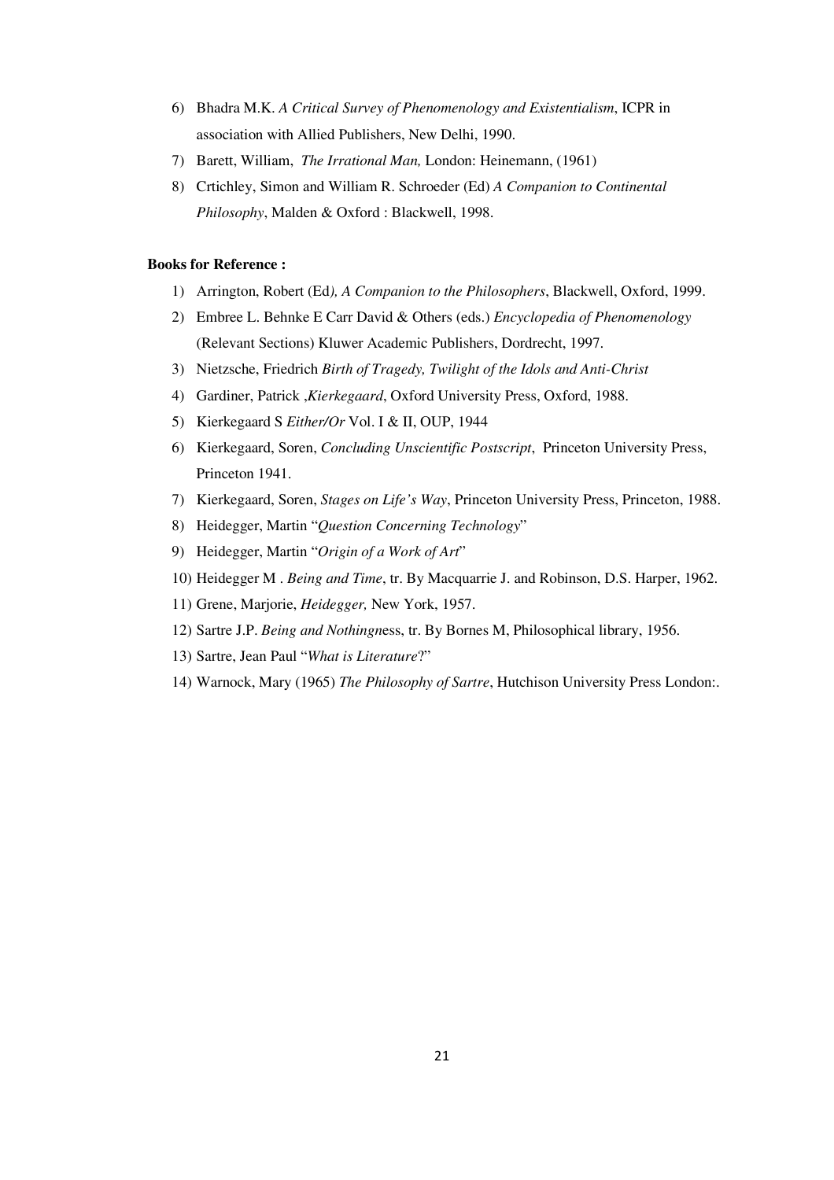6) Bhadra M.K. *A Critical Survey of Phenomenology and Existentialism*, ICPR in association with Allied Publishers, New Delhi, 1990.
7) Barett, William, *The Irrational Man,* London: Heinemann, (1961)
8) Crtichley, Simon and William R. Schroeder (Ed) *A Companion to Continental Philosophy*, Malden & Oxford : Blackwell, 1998.

**Books for Reference :**

1) Arrington, Robert (Ed*), A Companion to the Philosophers*, Blackwell, Oxford, 1999.
2) Embree L. Behnke E Carr David & Others (eds.) *Encyclopedia of Phenomenology* (Relevant Sections) Kluwer Academic Publishers, Dordrecht, 1997.
3) Nietzsche, Friedrich *Birth of Tragedy, Twilight of the Idols and Anti-Christ*
4) Gardiner, Patrick ,*Kierkegaard*, Oxford University Press, Oxford, 1988.
5) Kierkegaard S *Either/Or* Vol. I & II, OUP, 1944
6) Kierkegaard, Soren, *Concluding Unscientific Postscript*, Princeton University Press, Princeton 1941.
7) Kierkegaard, Soren, *Stages on Life's Way*, Princeton University Press, Princeton, 1988.
8) Heidegger, Martin "*Question Concerning Technology*"
9) Heidegger, Martin "*Origin of a Work of Art*"
10) Heidegger M . *Being and Time*, tr. By Macquarrie J. and Robinson, D.S. Harper, 1962.
11) Grene, Marjorie, *Heidegger,* New York, 1957.
12) Sartre J.P. *Being and Nothingn*ess, tr. By Bornes M, Philosophical library, 1956.
13) Sartre, Jean Paul "*What is Literature*?"
14) Warnock, Mary (1965) *The Philosophy of Sartre*, Hutchison University Press London:.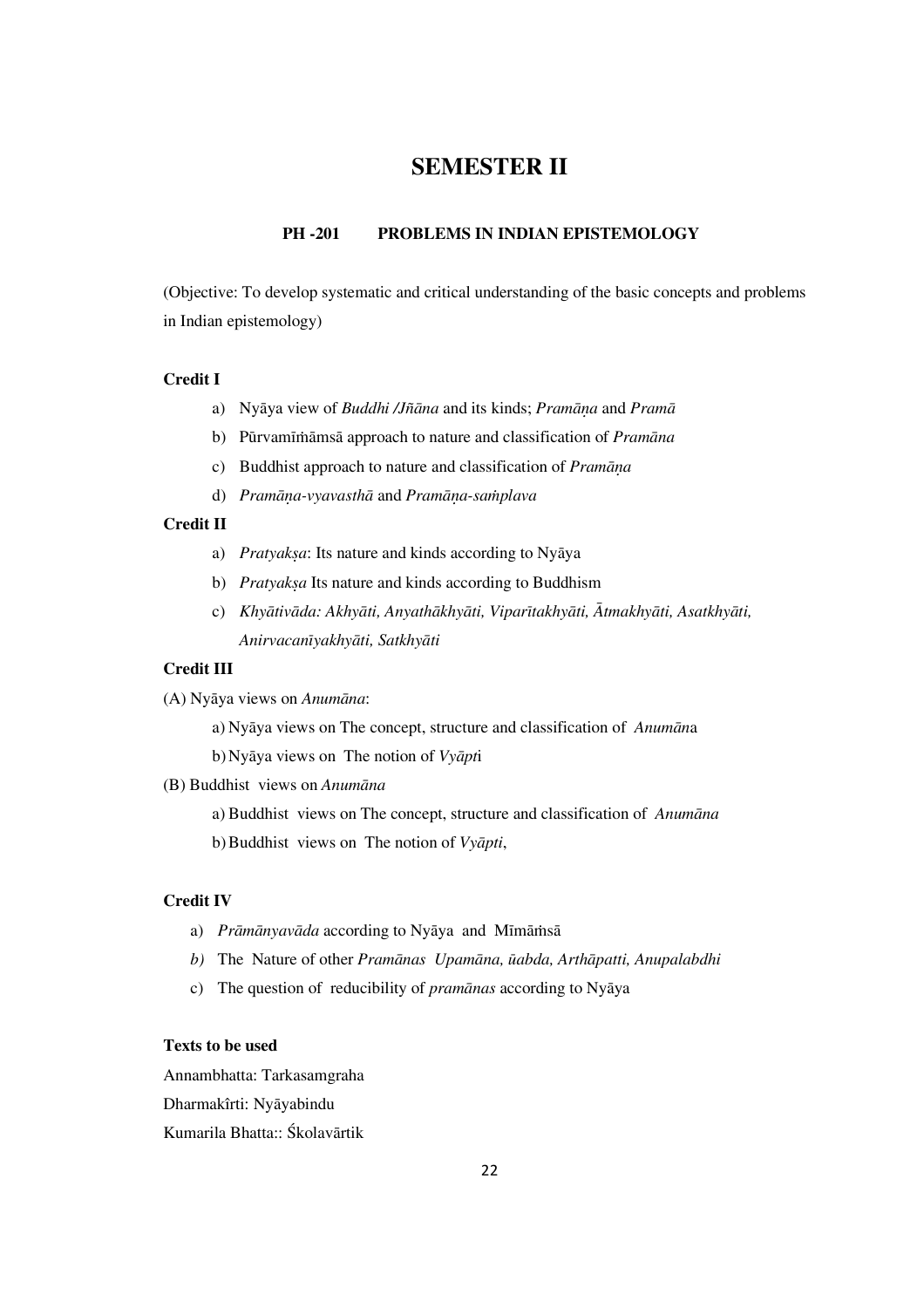# SEMESTER II

### PH -201 PROBLEMS IN INDIAN EPISTEMOLOGY

(Objective: To develop systematic and critical understanding of the basic concepts and problems in Indian epistemology)

**Credit I**

a) Nyāya view of *Buddhi /Jñāna* and its kinds; *Pramāṇa* and *Pramā*

b) Pūrvamīṁāmsā approach to nature and classification of *Pramāna*

c) Buddhist approach to nature and classification of *Pramāṇa*

d) *Pramāṇa-vyavasthā* and *Pramāṇa-saṁplava*

**Credit II**

a) *Pratyakṣa*: Its nature and kinds according to Nyāya

b) *Pratyakṣa* Its nature and kinds according to Buddhism

c) *Khyātivāda: Akhyāti, Anyathākhyāti, Viparītakhyāti, Ātmakhyāti, Asatkhyāti, Anirvacanīyakhyāti, Satkhyāti*

**Credit III**

(A) Nyāya views on *Anumāna*:

a) Nyāya views on The concept, structure and classification of *Anumān*a

b) Nyāya views on The notion of *Vyāpt*i

(B) Buddhist views on *Anumāna*

a) Buddhist views on The concept, structure and classification of *Anumāna*

b) Buddhist views on The notion of *Vyāpti*,

**Credit IV**

a) *Prāmānyavāda* according to Nyāya and Mīmāṁsā

*b)* The Nature of other *Pramānas Upamāna, ūabda, Arthāpatti, Anupalabdhi*

c) The question of reducibility of *pramānas* according to Nyāya

**Texts to be used**

Annambhatta: Tarkasamgraha

Dharmakîrti: Nyāyabindu

Kumarila Bhatta:: Śkolavārtik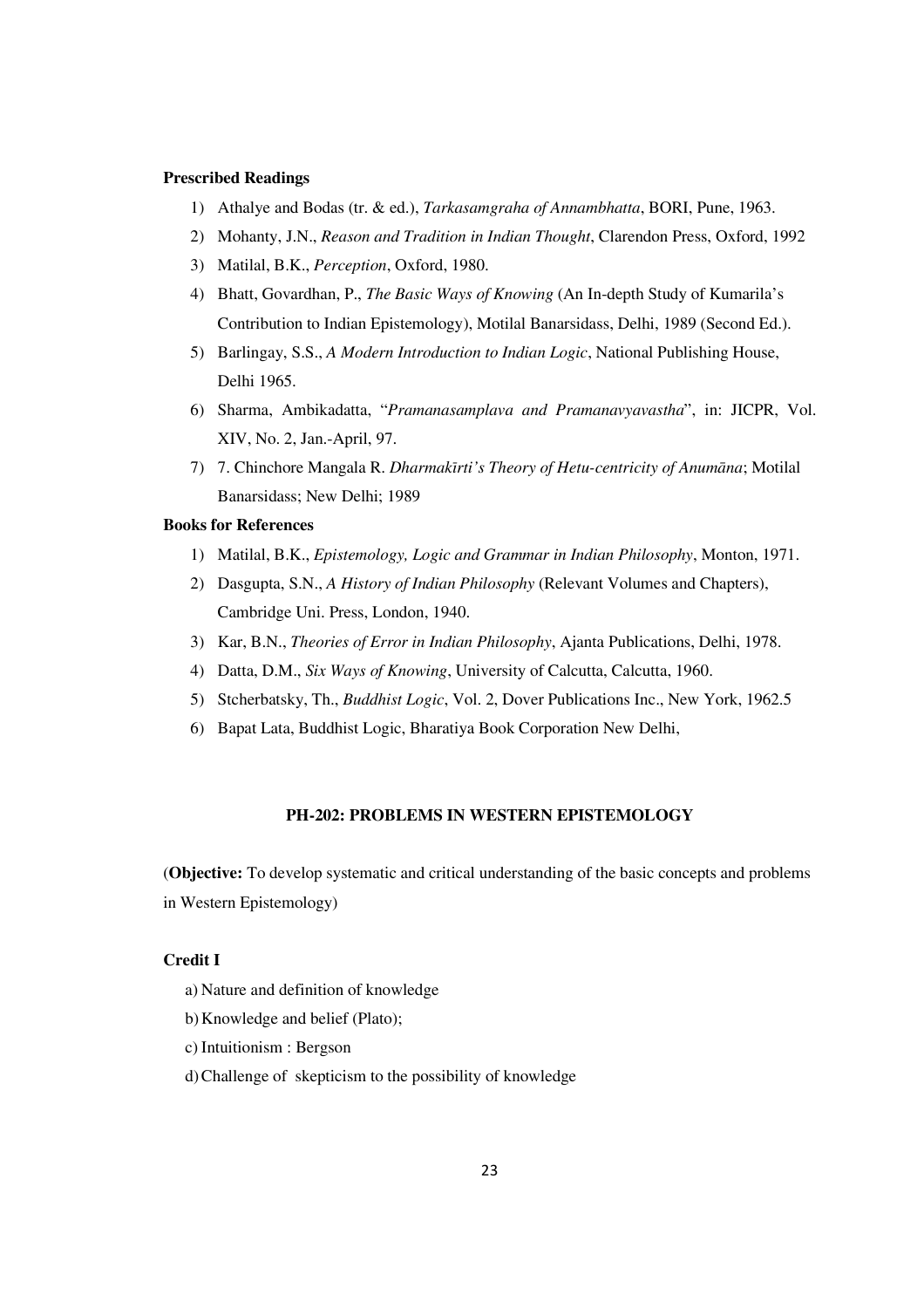**Prescribed Readings**

1) Athalye and Bodas (tr. & ed.), *Tarkasamgraha of Annambhatta*, BORI, Pune, 1963.
2) Mohanty, J.N., *Reason and Tradition in Indian Thought*, Clarendon Press, Oxford, 1992
3) Matilal, B.K., *Perception*, Oxford, 1980.
4) Bhatt, Govardhan, P., *The Basic Ways of Knowing* (An In-depth Study of Kumarila's Contribution to Indian Epistemology), Motilal Banarsidass, Delhi, 1989 (Second Ed.).
5) Barlingay, S.S., *A Modern Introduction to Indian Logic*, National Publishing House, Delhi 1965.
6) Sharma, Ambikadatta, "*Pramanasamplava and Pramanavyavastha*", in: JICPR, Vol. XIV, No. 2, Jan.-April, 97.
7) 7. Chinchore Mangala R. *Dharmakīrti's Theory of Hetu-centricity of Anumāna*; Motilal Banarsidass; New Delhi; 1989

**Books for References**

1) Matilal, B.K., *Epistemology, Logic and Grammar in Indian Philosophy*, Monton, 1971.
2) Dasgupta, S.N., *A History of Indian Philosophy* (Relevant Volumes and Chapters), Cambridge Uni. Press, London, 1940.
3) Kar, B.N., *Theories of Error in Indian Philosophy*, Ajanta Publications, Delhi, 1978.
4) Datta, D.M., *Six Ways of Knowing*, University of Calcutta, Calcutta, 1960.
5) Stcherbatsky, Th., *Buddhist Logic*, Vol. 2, Dover Publications Inc., New York, 1962.5
6) Bapat Lata, Buddhist Logic, Bharatiya Book Corporation New Delhi,

## PH-202: PROBLEMS IN WESTERN EPISTEMOLOGY

(**Objective:** To develop systematic and critical understanding of the basic concepts and problems in Western Epistemology)

**Credit I**

a) Nature and definition of knowledge
b) Knowledge and belief (Plato);
c) Intuitionism : Bergson
d) Challenge of skepticism to the possibility of knowledge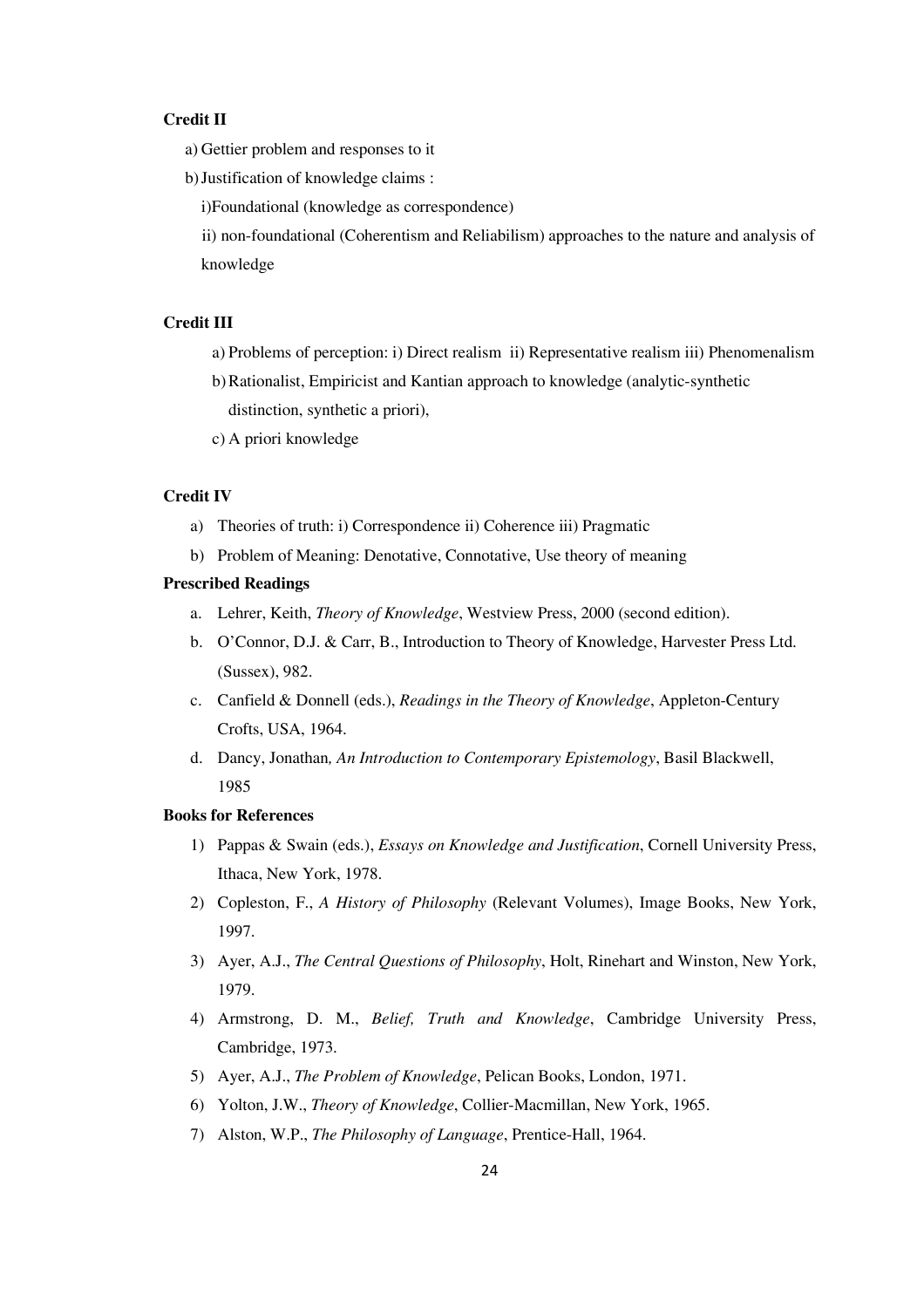**Credit II**

a) Gettier problem and responses to it

b) Justification of knowledge claims :

i) Foundational (knowledge as correspondence)

ii) non-foundational (Coherentism and Reliabilism) approaches to the nature and analysis of knowledge

**Credit III**

a) Problems of perception: i) Direct realism ii) Representative realism iii) Phenomenalism

b) Rationalist, Empiricist and Kantian approach to knowledge (analytic-synthetic distinction, synthetic a priori),

c) A priori knowledge

**Credit IV**

a) Theories of truth: i) Correspondence ii) Coherence iii) Pragmatic

b) Problem of Meaning: Denotative, Connotative, Use theory of meaning

**Prescribed Readings**

a. Lehrer, Keith, *Theory of Knowledge*, Westview Press, 2000 (second edition).

b. O'Connor, D.J. & Carr, B., Introduction to Theory of Knowledge, Harvester Press Ltd. (Sussex), 982.

c. Canfield & Donnell (eds.), *Readings in the Theory of Knowledge*, Appleton-Century Crofts, USA, 1964.

d. Dancy, Jonathan*, An Introduction to Contemporary Epistemology*, Basil Blackwell, 1985

**Books for References**

1) Pappas & Swain (eds.), *Essays on Knowledge and Justification*, Cornell University Press, Ithaca, New York, 1978.

2) Copleston, F., *A History of Philosophy* (Relevant Volumes), Image Books, New York, 1997.

3) Ayer, A.J., *The Central Questions of Philosophy*, Holt, Rinehart and Winston, New York, 1979.

4) Armstrong, D. M., *Belief, Truth and Knowledge*, Cambridge University Press, Cambridge, 1973.

5) Ayer, A.J., *The Problem of Knowledge*, Pelican Books, London, 1971.

6) Yolton, J.W., *Theory of Knowledge*, Collier-Macmillan, New York, 1965.

7) Alston, W.P., *The Philosophy of Language*, Prentice-Hall, 1964.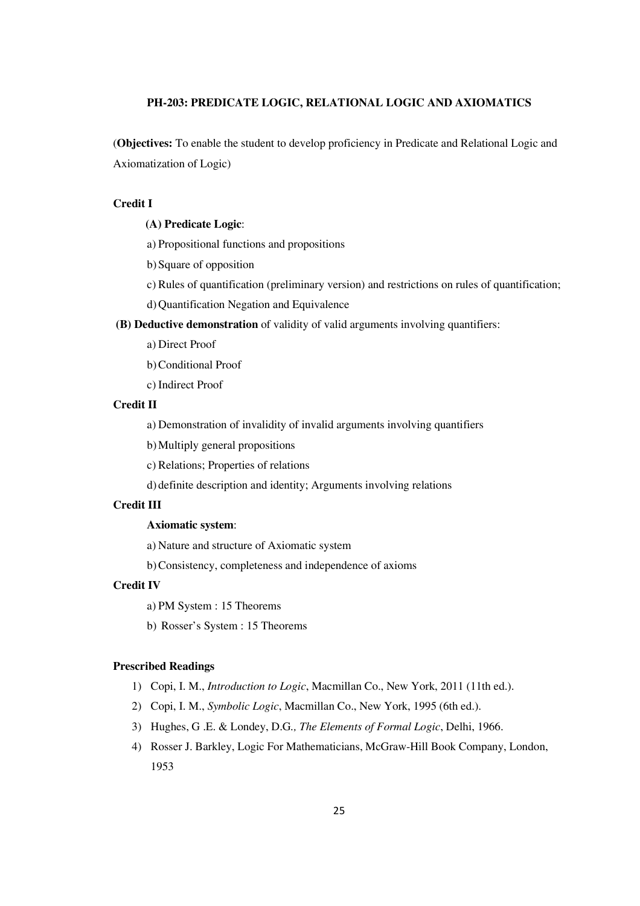**PH-203: PREDICATE LOGIC, RELATIONAL LOGIC AND AXIOMATICS**

(**Objectives:** To enable the student to develop proficiency in Predicate and Relational Logic and Axiomatization of Logic)

**Credit I**

**(A) Predicate Logic**:

a) Propositional functions and propositions

b) Square of opposition

c) Rules of quantification (preliminary version) and restrictions on rules of quantification;

d) Quantification Negation and Equivalence

**(B) Deductive demonstration** of validity of valid arguments involving quantifiers:

a) Direct Proof

b) Conditional Proof

c) Indirect Proof

**Credit II**

a) Demonstration of invalidity of invalid arguments involving quantifiers

b) Multiply general propositions

c) Relations; Properties of relations

d) definite description and identity; Arguments involving relations

**Credit III**

**Axiomatic system**:

a) Nature and structure of Axiomatic system

b) Consistency, completeness and independence of axioms

**Credit IV**

a) PM System : 15 Theorems

b) Rosser's System : 15 Theorems

**Prescribed Readings**

1) Copi, I. M., *Introduction to Logic*, Macmillan Co., New York, 2011 (11th ed.).
2) Copi, I. M., *Symbolic Logic*, Macmillan Co., New York, 1995 (6th ed.).
3) Hughes, G .E. & Londey, D.G., *The Elements of Formal Logic*, Delhi, 1966.
4) Rosser J. Barkley, Logic For Mathematicians, McGraw-Hill Book Company, London, 1953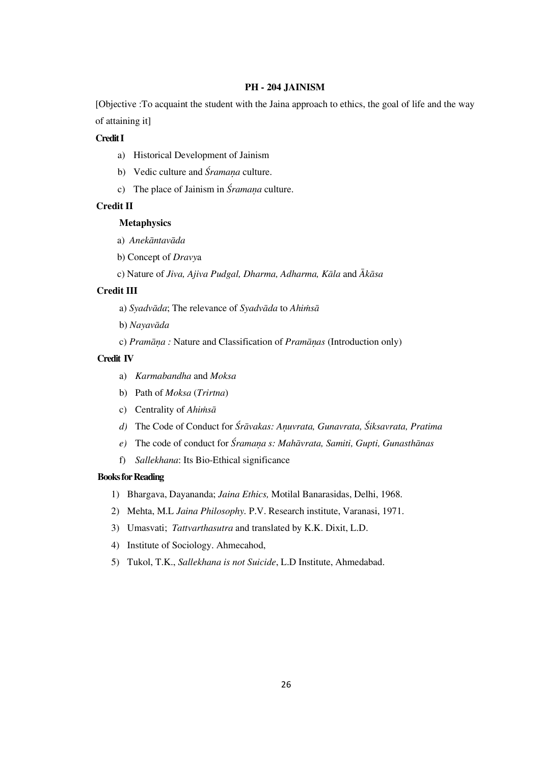## PH - 204 JAINISM

[Objective :To acquaint the student with the Jaina approach to ethics, the goal of life and the way of attaining it]

**Credit I**

a) Historical Development of Jainism

b) Vedic culture and *Śramaṇa* culture.

c) The place of Jainism in *Śramaṇa* culture.

**Credit II**

**Metaphysics**

a) *Anekāntavāda*

b) Concept of *Dravy*a

c) Nature of *Jiva, Ajiva Pudgal, Dharma, Adharma, Kāla* and *Ākāsa*

**Credit III**

a) *Syadvāda*; The relevance of *Syadvāda* to *Ahiṁsā*

b) *Nayavāda*

c) *Pramāṇa :* Nature and Classification of *Pramāṇas* (Introduction only)

**Credit IV**

a) *Karmabandha* and *Moksa*

b) Path of *Moksa* (*Trirtna*)

c) Centrality of *Ahiṁsā*

*d)* The Code of Conduct for *Śrāvakas: Aṇuvrata, Gunavrata, Śiksavrata, Pratima*

*e)* The code of conduct for *Śramaṇa s: Mahāvrata, Samiti, Gupti, Gunasthānas*

f) *Sallekhana*: Its Bio-Ethical significance

**Books for Reading**

1) Bhargava, Dayananda; *Jaina Ethics,* Motilal Banarasidas, Delhi, 1968.
2) Mehta, M.L *Jaina Philosophy.* P.V. Research institute, Varanasi, 1971.
3) Umasvati; *Tattvarthasutra* and translated by K.K. Dixit, L.D.
4) Institute of Sociology. Ahmecahod,
5) Tukol, T.K., *Sallekhana is not Suicide*, L.D Institute, Ahmedabad.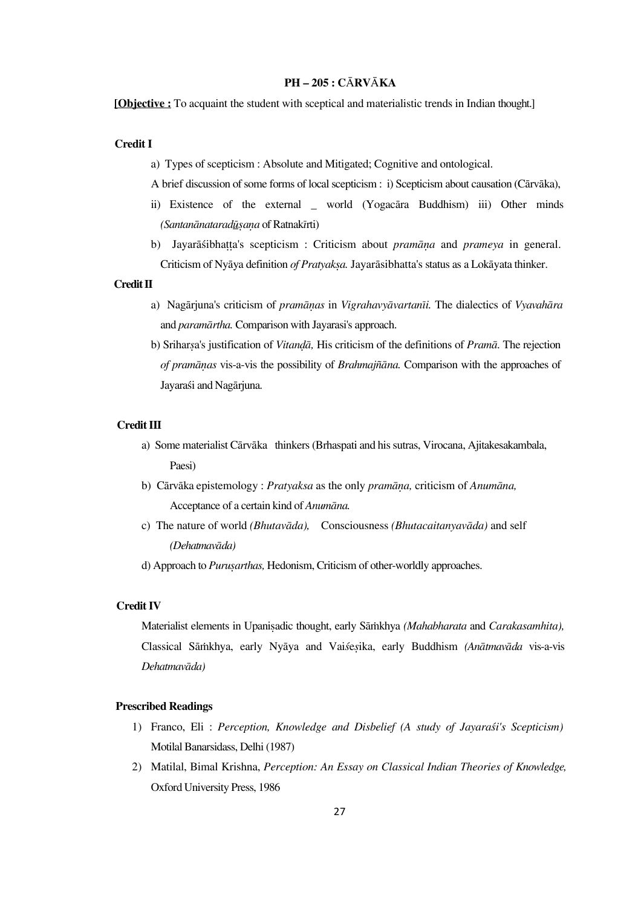## PH – 205 : CĀRVĀKA

**[<u>Objective :</u>** To acquaint the student with sceptical and materialistic trends in Indian thought.]

### Credit I

a) Types of scepticism : Absolute and Mitigated; Cognitive and ontological.

A brief discussion of some forms of local scepticism : i) Scepticism about causation (Cārvāka), ii) Existence of the external _ world (Yogacāra Buddhism) iii) Other minds *(Santanānataradūṣaṇa* of Ratnakīrti)

b) Jayarāśibhaṭṭa's scepticism : Criticism about *pramāṇa* and *prameya* in general. Criticism of Nyāya definition *of Pratyakṣa.* Jayarāsibhatta's status as a Lokāyata thinker.

### Credit II

a) Nagārjuna's criticism of *pramāṇas* in *Vigrahavyāvartanīi.* The dialectics of *Vyavahāra* and *paramārtha.* Comparison with Jayarasi's approach.

b) Sriharṣa's justification of *Vitaṇḍā,* His criticism of the definitions of *Pramā.* The rejection *of pramāṇas* vis-a-vis the possibility of *Brahmajñāna.* Comparison with the approaches of Jayaraśi and Nagārjuna.

### Credit III

a) Some materialist Cārvāka thinkers (Brhaspati and his sutras, Virocana, Ajitakesakambala, Paesi)

b) Cārvāka epistemology : *Pratyaksa* as the only *pramāṇa,* criticism of *Anumāna,* Acceptance of a certain kind of *Anumāna.*

c) The nature of world *(Bhutavāda),* Consciousness *(Bhutacaitanyavāda)* and self *(Dehatmavāda)*

d) Approach to *Puruṣarthas,* Hedonism, Criticism of other-worldly approaches.

### Credit IV

Materialist elements in Upaniṣadic thought, early Sāṁkhya *(Mahabharata* and *Carakasamhita),* Classical Sāṁkhya, early Nyāya and Vaiśeṣika, early Buddhism *(Anātmavāda* vis-a-vis *Dehatmavāda)*

### Prescribed Readings

1) Franco, Eli : *Perception, Knowledge and Disbelief (A study of Jayaraśi's Scepticism)* Motilal Banarsidass, Delhi (1987)
2) Matilal, Bimal Krishna, *Perception: An Essay on Classical Indian Theories of Knowledge,* Oxford University Press, 1986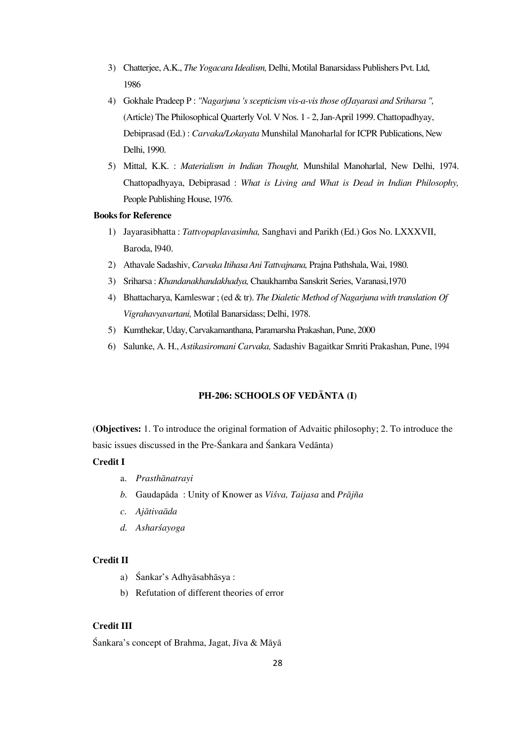3) Chatterjee, A.K., *The Yogacara Idealism,* Delhi, Motilal Banarsidass Publishers Pvt. Ltd, 1986

4) Gokhale Pradeep P : *"Nagarjuna 's scepticism vis-a-vis those ofJayarasi and Sriharsa ",* (Article) The Philosophical Quarterly Vol. V Nos. 1 - 2, Jan-April 1999. Chattopadhyay, Debiprasad (Ed.) : *Carvaka/Lokayata* Munshilal Manoharlal for ICPR Publications, New Delhi, 1990.

5) Mittal, K.K. : *Materialism in Indian Thought,* Munshilal Manoharlal, New Delhi, 1974. Chattopadhyaya, Debiprasad : *What is Living and What is Dead in Indian Philosophy,* People Publishing House, 1976.

**Books for Reference**

1) Jayarasibhatta : *Tattvopaplavasimha,* Sanghavi and Parikh (Ed.) Gos No. LXXXVII, Baroda, l940.
2) Athavale Sadashiv, *Carvaka Itihasa Ani Tattvajnana,* Prajna Pathshala, Wai, 1980.
3) Sriharsa : *Khandanakhandakhadya,* Chaukhamba Sanskrit Series, Varanasi,1970
4) Bhattacharya, Kamleswar ; (ed & tr). *The Dialetic Method of Nagarjuna with translation Of Vigrahavyavartani,* Motilal Banarsidass; Delhi, 1978.
5) Kumthekar, Uday, Carvakamanthana, Paramarsha Prakashan, Pune, 2000
6) Salunke, A. H., *Astikasiromani Carvaka,* Sadashiv Bagaitkar Smriti Prakashan, Pune, 1994

## PH-206: SCHOOLS OF VEDĀNTA (I)

(**Objectives:** 1. To introduce the original formation of Advaitic philosophy; 2. To introduce the basic issues discussed in the Pre-Śankara and Śankara Vedānta)

**Credit I**

a. *Prasthānatrayi*
b. Gaudapāda : Unity of Knower as *Viśva, Taijasa* and *Prājña*
c. *Ajātivaāda*
d. *Asharśayoga*

**Credit II**

a) Śankar's Adhyāsabhāsya :
b) Refutation of different theories of error

**Credit III**

Śankara's concept of Brahma, Jagat, Jīva & Māyā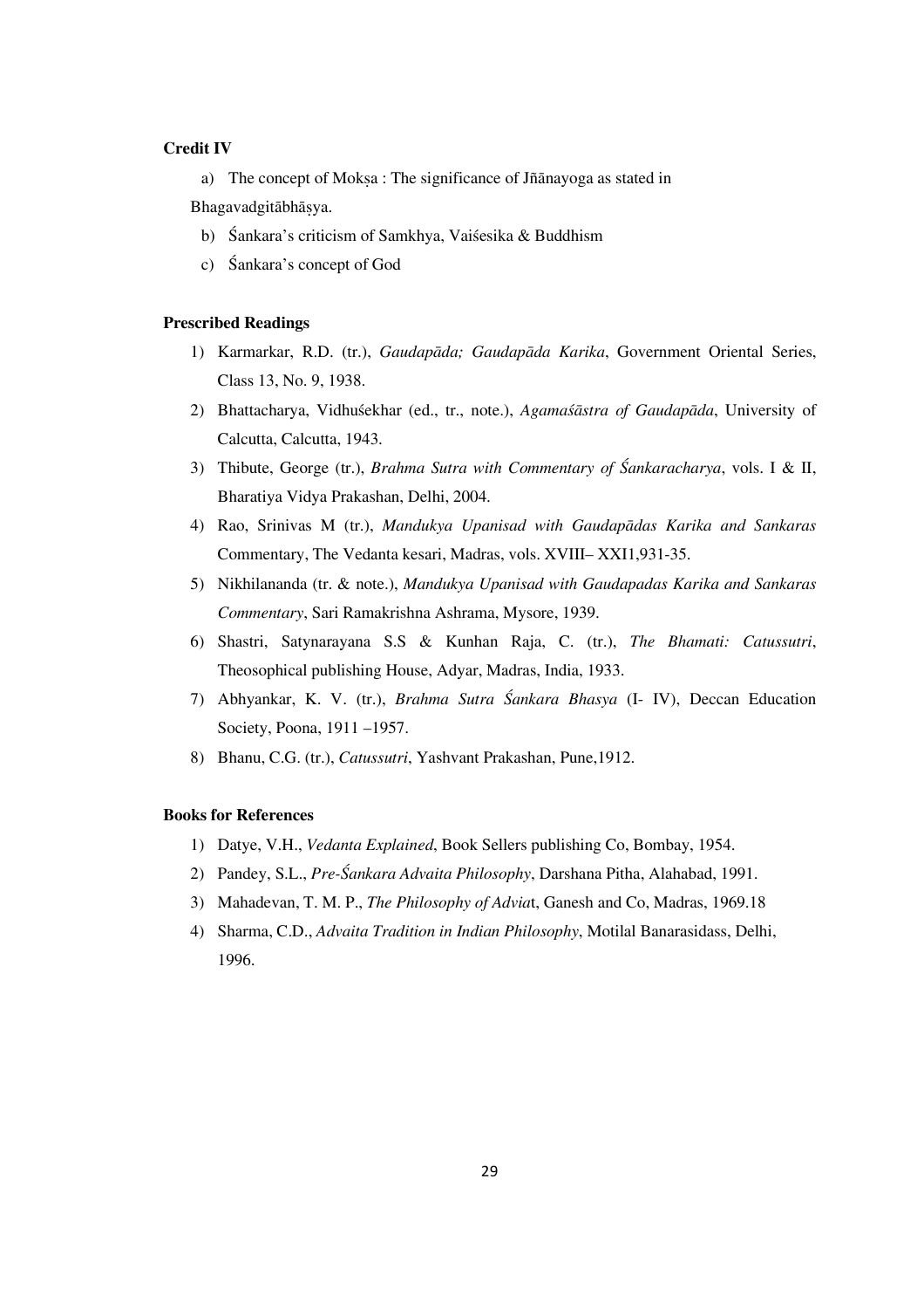**Credit IV**

a) The concept of Mokṣa : The significance of Jñānayoga as stated in Bhagavadgitābhāṣya.

b) Śankara's criticism of Samkhya, Vaiśesika & Buddhism

c) Śankara's concept of God

**Prescribed Readings**

1) Karmarkar, R.D. (tr.), *Gaudapāda; Gaudapāda Karika*, Government Oriental Series, Class 13, No. 9, 1938.
2) Bhattacharya, Vidhuśekhar (ed., tr., note.), *Agamaśāstra of Gaudapāda*, University of Calcutta, Calcutta, 1943.
3) Thibute, George (tr.), *Brahma Sutra with Commentary of Śankaracharya*, vols. I & II, Bharatiya Vidya Prakashan, Delhi, 2004.
4) Rao, Srinivas M (tr.), *Mandukya Upanisad with Gaudapādas Karika and Sankaras* Commentary, The Vedanta kesari, Madras, vols. XVIII– XXI1,931-35.
5) Nikhilananda (tr. & note.), *Mandukya Upanisad with Gaudapadas Karika and Sankaras Commentary*, Sari Ramakrishna Ashrama, Mysore, 1939.
6) Shastri, Satynarayana S.S & Kunhan Raja, C. (tr.), *The Bhamati: Catussutri*, Theosophical publishing House, Adyar, Madras, India, 1933.
7) Abhyankar, K. V. (tr.), *Brahma Sutra Śankara Bhasya* (I- IV), Deccan Education Society, Poona, 1911 –1957.
8) Bhanu, C.G. (tr.), *Catussutri*, Yashvant Prakashan, Pune,1912.

**Books for References**

1) Datye, V.H., *Vedanta Explained*, Book Sellers publishing Co, Bombay, 1954.
2) Pandey, S.L., *Pre-Śankara Advaita Philosophy*, Darshana Pitha, Alahabad, 1991.
3) Mahadevan, T. M. P., *The Philosophy of Advia*t, Ganesh and Co, Madras, 1969.18
4) Sharma, C.D., *Advaita Tradition in Indian Philosophy*, Motilal Banarasidass, Delhi, 1996.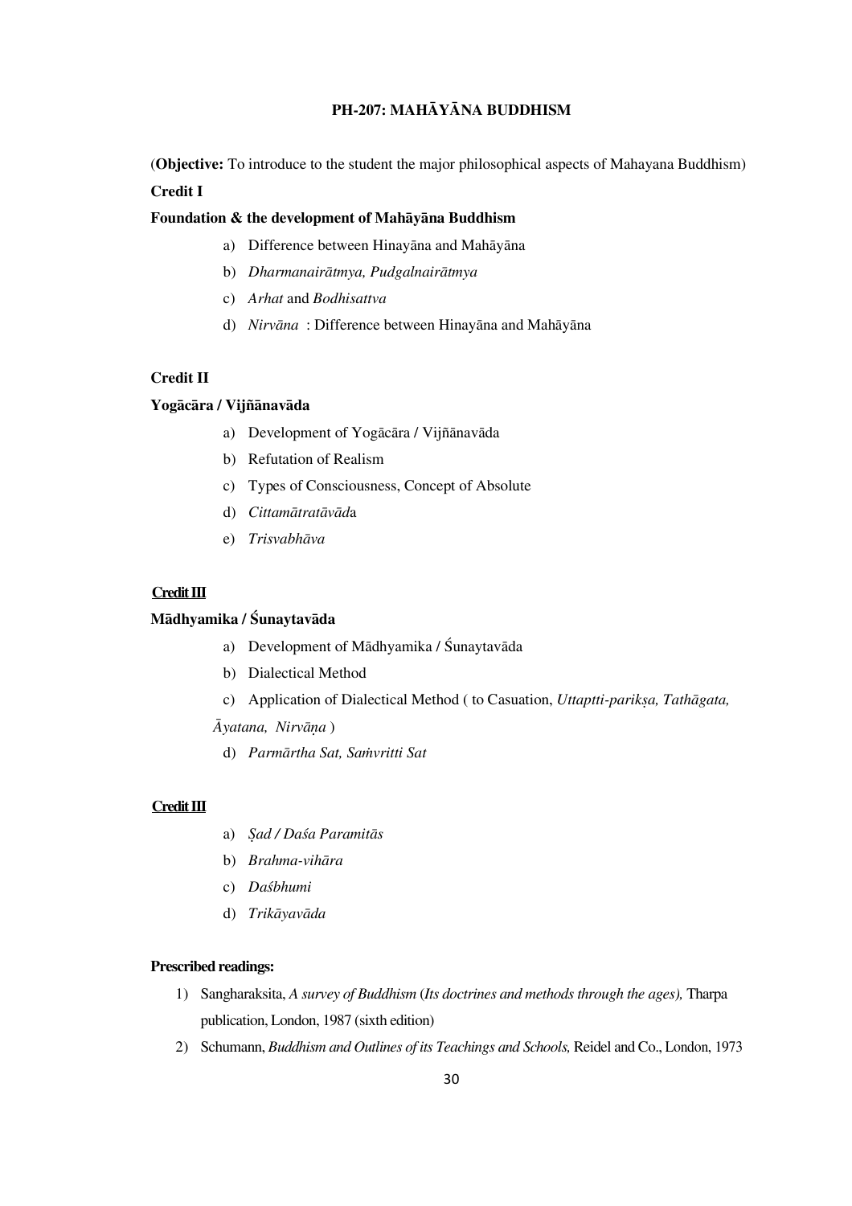# PH-207: MAHĀYĀNA BUDDHISM

(**Objective:** To introduce to the student the major philosophical aspects of Mahayana Buddhism)

**Credit I**

**Foundation & the development of Mahāyāna Buddhism**

a) Difference between Hinayāna and Mahāyāna
b) *Dharmanairātmya, Pudgalnairātmya*
c) *Arhat* and *Bodhisattva*
d) *Nirvāna* : Difference between Hinayāna and Mahāyāna

**Credit II**

**Yogācāra / Vijñānavāda**

a) Development of Yogācāra / Vijñānavāda
b) Refutation of Realism
c) Types of Consciousness, Concept of Absolute
d) *Cittamātratāvād*a
e) *Trisvabhāva*

**Credit III**

**Mādhyamika / Śunaytavāda**

a) Development of Mādhyamika / Śunaytavāda
b) Dialectical Method
c) Application of Dialectical Method ( to Casuation, *Uttaptti-parikṣa, Tathāgata, Āyatana, Nirvāṇa* )
d) *Parmārtha Sat, Saṁvritti Sat*

**Credit III**

a) *Ṣad / Daśa Paramitās*
b) *Brahma-vihāra*
c) *Daśbhumi*
d) *Trikāyavāda*

**Prescribed readings:**

1) Sangharaksita, *A survey of Buddhism (Its doctrines and methods through the ages),* Tharpa publication, London, 1987 (sixth edition)
2) Schumann, *Buddhism and Outlines of its Teachings and Schools,* Reidel and Co., London, 1973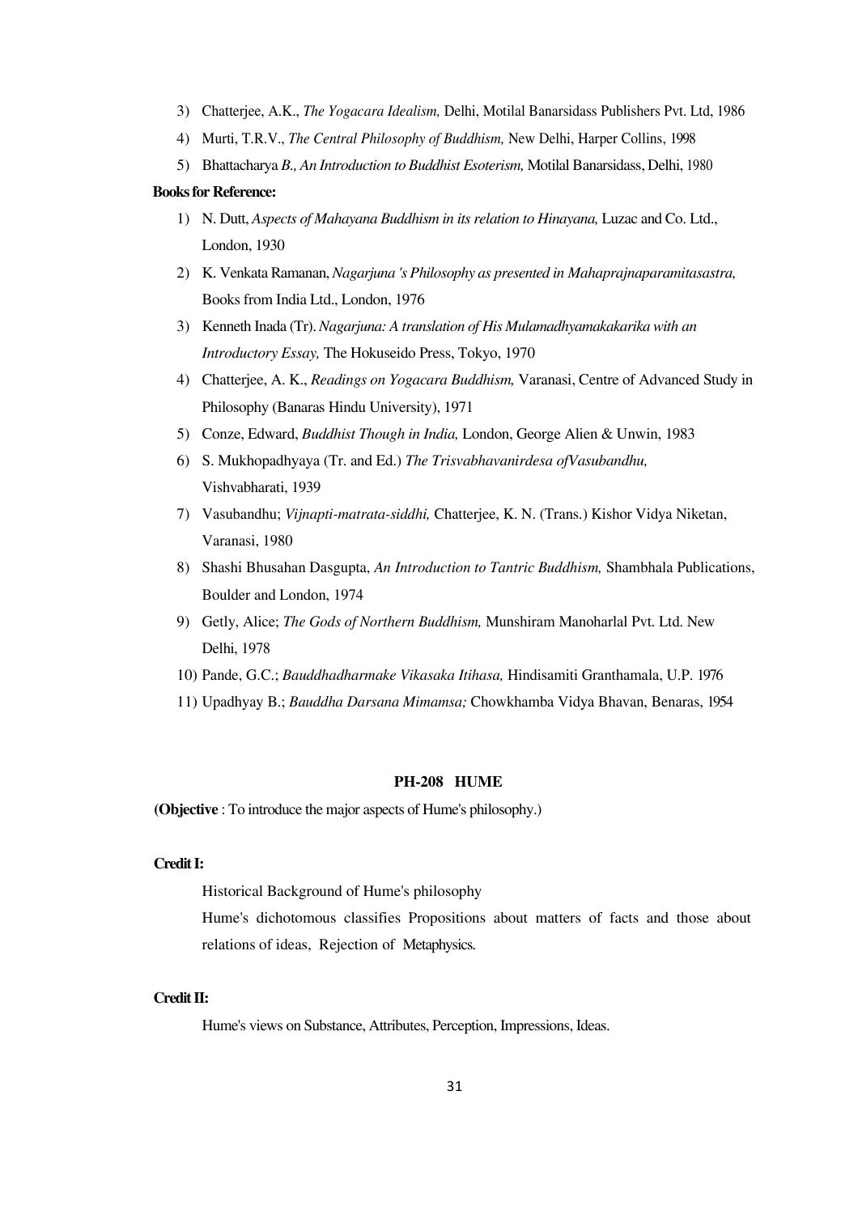3) Chatterjee, A.K., *The Yogacara Idealism,* Delhi, Motilal Banarsidass Publishers Pvt. Ltd, 1986
4) Murti, T.R.V., *The Central Philosophy of Buddhism,* New Delhi, Harper Collins, 1998
5) Bhattacharya *B., An Introduction to Buddhist Esoterism,* Motilal Banarsidass, Delhi, 1980

**Books for Reference:**

1) N. Dutt, *Aspects of Mahayana Buddhism in its relation to Hinayana,* Luzac and Co. Ltd., London, 1930
2) K. Venkata Ramanan, *Nagarjuna 's Philosophy as presented in Mahaprajnaparamitasastra,* Books from India Ltd., London, 1976
3) Kenneth Inada (Tr). *Nagarjuna: A translation of His Mulamadhyamakakarika with an Introductory Essay,* The Hokuseido Press, Tokyo, 1970
4) Chatterjee, A. K., *Readings on Yogacara Buddhism,* Varanasi, Centre of Advanced Study in Philosophy (Banaras Hindu University), 1971
5) Conze, Edward, *Buddhist Though in India,* London, George Alien & Unwin, 1983
6) S. Mukhopadhyaya (Tr. and Ed.) *The Trisvabhavanirdesa ofVasubandhu,* Vishvabharati, 1939
7) Vasubandhu; *Vijnapti-matrata-siddhi,* Chatterjee, K. N. (Trans.) Kishor Vidya Niketan, Varanasi, 1980
8) Shashi Bhusahan Dasgupta, *An Introduction to Tantric Buddhism,* Shambhala Publications, Boulder and London, 1974
9) Getly, Alice; *The Gods of Northern Buddhism,* Munshiram Manoharlal Pvt. Ltd. New Delhi, 1978
10) Pande, G.C.; *Bauddhadharmake Vikasaka Itihasa,* Hindisamiti Granthamala, U.P. 1976
11) Upadhyay B.; *Bauddha Darsana Mimamsa;* Chowkhamba Vidya Bhavan, Benaras, 1954

## PH-208 HUME

**(Objective** : To introduce the major aspects of Hume's philosophy.)

**Credit I:**

Historical Background of Hume's philosophy

Hume's dichotomous classifies Propositions about matters of facts and those about relations of ideas, Rejection of Metaphysics.

**Credit II:**

Hume's views on Substance, Attributes, Perception, Impressions, Ideas.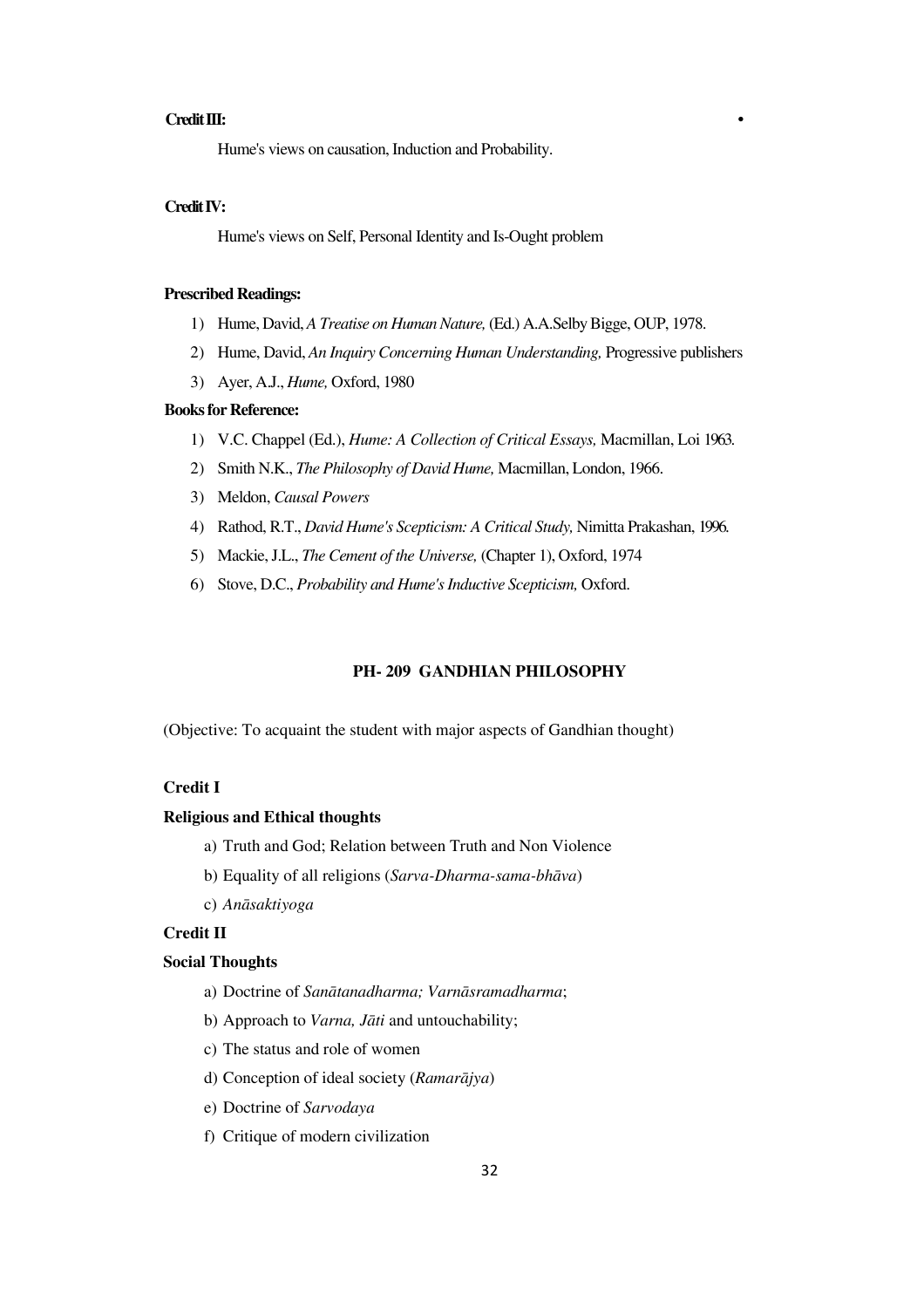**Credit III:**

Hume's views on causation, Induction and Probability.

**Credit IV:**

Hume's views on Self, Personal Identity and Is-Ought problem

**Prescribed Readings:**

1) Hume, David, *A Treatise on Human Nature,* (Ed.) A.A.Selby Bigge, OUP, 1978.
2) Hume, David, *An Inquiry Concerning Human Understanding,* Progressive publishers
3) Ayer, A.J., *Hume,* Oxford, 1980

**Books for Reference:**

1) V.C. Chappel (Ed.), *Hume: A Collection of Critical Essays,* Macmillan, Loi 1963.
2) Smith N.K., *The Philosophy of David Hume,* Macmillan, London, 1966.
3) Meldon, *Causal Powers*
4) Rathod, R.T., *David Hume's Scepticism: A Critical Study,* Nimitta Prakashan, 1996.
5) Mackie, J.L., *The Cement of the Universe,* (Chapter 1), Oxford, 1974
6) Stove, D.C., *Probability and Hume's Inductive Scepticism,* Oxford.

## PH- 209 GANDHIAN PHILOSOPHY

(Objective: To acquaint the student with major aspects of Gandhian thought)

**Credit I**

**Religious and Ethical thoughts**

a) Truth and God; Relation between Truth and Non Violence
b) Equality of all religions (*Sarva-Dharma-sama-bhāva*)
c) *Anāsaktiyoga*

**Credit II**

**Social Thoughts**

a) Doctrine of *Sanātanadharma; Varnāsramadharma*;
b) Approach to *Varna, Jāti* and untouchability;
c) The status and role of women
d) Conception of ideal society (*Ramarājya*)
e) Doctrine of *Sarvodaya*
f) Critique of modern civilization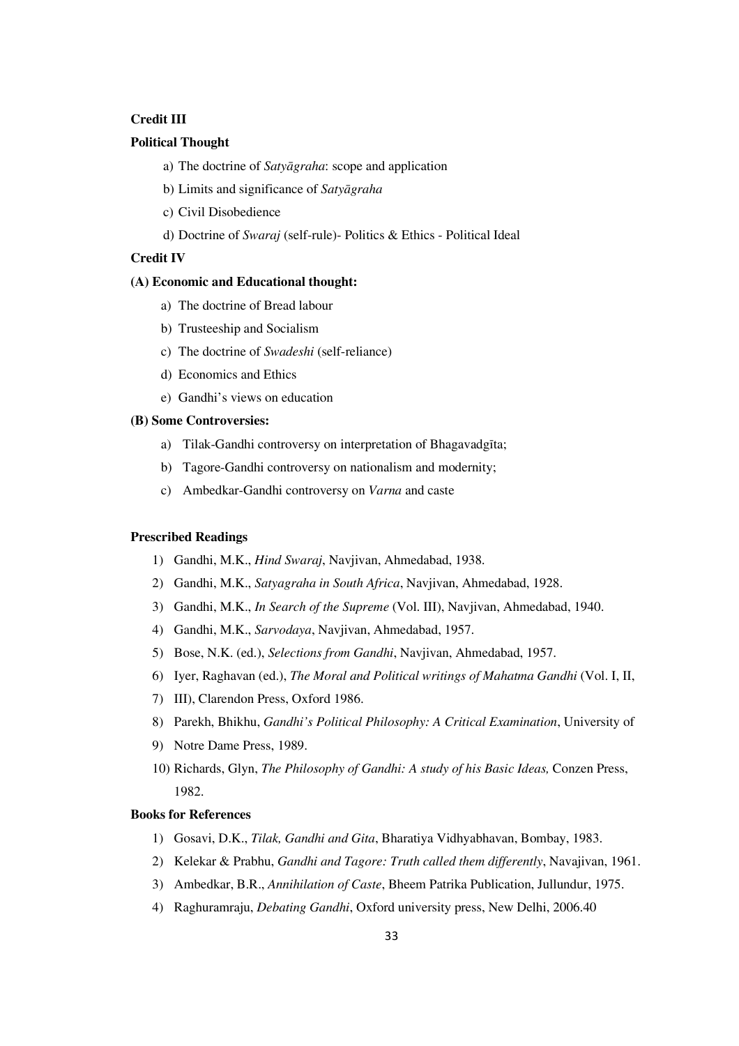**Credit III**

**Political Thought**

a) The doctrine of *Satyāgraha*: scope and application

b) Limits and significance of *Satyāgraha*

c) Civil Disobedience

d) Doctrine of *Swaraj* (self-rule)- Politics & Ethics - Political Ideal

**Credit IV**

**(A) Economic and Educational thought:**

a) The doctrine of Bread labour

b) Trusteeship and Socialism

c) The doctrine of *Swadeshi* (self-reliance)

d) Economics and Ethics

e) Gandhi's views on education

**(B) Some Controversies:**

a) Tilak-Gandhi controversy on interpretation of Bhagavadgīta;

b) Tagore-Gandhi controversy on nationalism and modernity;

c) Ambedkar-Gandhi controversy on *Varna* and caste

**Prescribed Readings**

1) Gandhi, M.K., *Hind Swaraj*, Navjivan, Ahmedabad, 1938.
2) Gandhi, M.K., *Satyagraha in South Africa*, Navjivan, Ahmedabad, 1928.
3) Gandhi, M.K., *In Search of the Supreme* (Vol. III), Navjivan, Ahmedabad, 1940.
4) Gandhi, M.K., *Sarvodaya*, Navjivan, Ahmedabad, 1957.
5) Bose, N.K. (ed.), *Selections from Gandhi*, Navjivan, Ahmedabad, 1957.
6) Iyer, Raghavan (ed.), *The Moral and Political writings of Mahatma Gandhi* (Vol. I, II,
7) III), Clarendon Press, Oxford 1986.
8) Parekh, Bhikhu, *Gandhi's Political Philosophy: A Critical Examination*, University of
9) Notre Dame Press, 1989.
10) Richards, Glyn, *The Philosophy of Gandhi: A study of his Basic Ideas,* Conzen Press, 1982.

**Books for References**

1) Gosavi, D.K., *Tilak, Gandhi and Gita*, Bharatiya Vidhyabhavan, Bombay, 1983.
2) Kelekar & Prabhu, *Gandhi and Tagore: Truth called them differently*, Navajivan, 1961.
3) Ambedkar, B.R., *Annihilation of Caste*, Bheem Patrika Publication, Jullundur, 1975.
4) Raghuramraju, *Debating Gandhi*, Oxford university press, New Delhi, 2006.40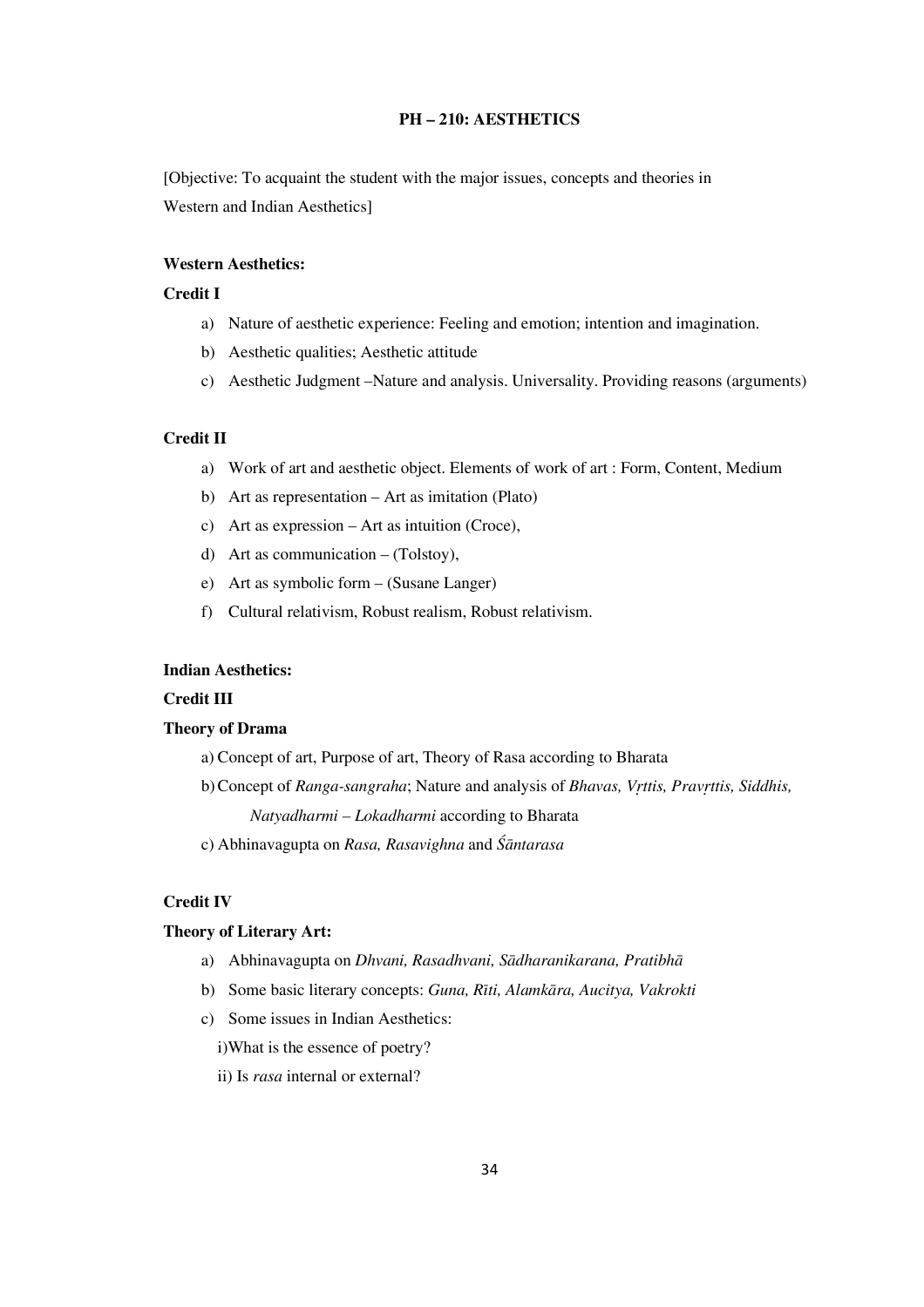# PH – 210: AESTHETICS

[Objective: To acquaint the student with the major issues, concepts and theories in Western and Indian Aesthetics]

**Western Aesthetics:**

**Credit I**

a) Nature of aesthetic experience: Feeling and emotion; intention and imagination.

b) Aesthetic qualities; Aesthetic attitude

c) Aesthetic Judgment –Nature and analysis. Universality. Providing reasons (arguments)

**Credit II**

a) Work of art and aesthetic object. Elements of work of art : Form, Content, Medium

b) Art as representation – Art as imitation (Plato)

c) Art as expression – Art as intuition (Croce),

d) Art as communication – (Tolstoy),

e) Art as symbolic form – (Susane Langer)

f) Cultural relativism, Robust realism, Robust relativism.

**Indian Aesthetics:**

**Credit III**

**Theory of Drama**

a) Concept of art, Purpose of art, Theory of Rasa according to Bharata

b) Concept of *Ranga-sangraha*; Nature and analysis of *Bhavas, Vṛttis, Pravṛttis, Siddhis, Natyadharmi – Lokadharmi* according to Bharata

c) Abhinavagupta on *Rasa, Rasavighna* and *Śāntarasa*

**Credit IV**

**Theory of Literary Art:**

a) Abhinavagupta on *Dhvani, Rasadhvani, Sādharanikarana, Pratibhā*

b) Some basic literary concepts: *Guna, Rīti, Alamkāra, Aucitya, Vakrokti*

c) Some issues in Indian Aesthetics:

i) What is the essence of poetry?

ii) Is *rasa* internal or external?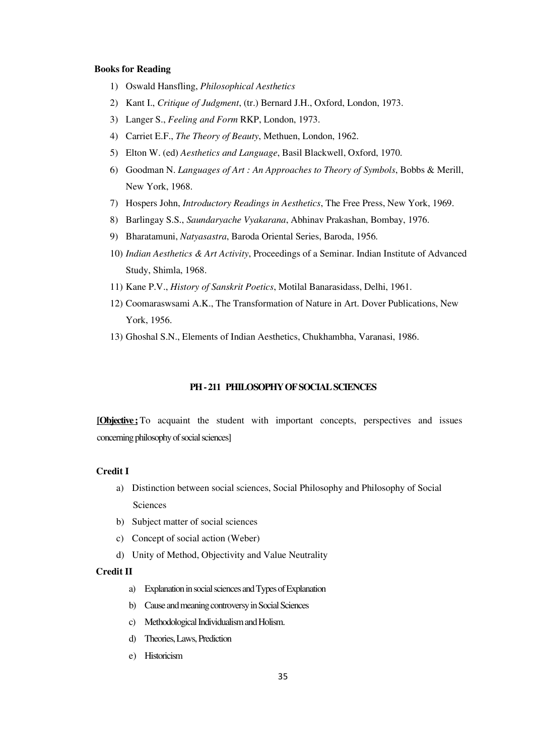**Books for Reading**

1) Oswald Hansfling, *Philosophical Aesthetics*
2) Kant I., *Critique of Judgment*, (tr.) Bernard J.H., Oxford, London, 1973.
3) Langer S., *Feeling and Form* RKP, London, 1973.
4) Carriet E.F., *The Theory of Beauty*, Methuen, London, 1962.
5) Elton W. (ed) *Aesthetics and Language*, Basil Blackwell, Oxford, 1970.
6) Goodman N. *Languages of Art : An Approaches to Theory of Symbols*, Bobbs & Merill, New York, 1968.
7) Hospers John, *Introductory Readings in Aesthetics*, The Free Press, New York, 1969.
8) Barlingay S.S., *Saundaryache Vyakarana*, Abhinav Prakashan, Bombay, 1976.
9) Bharatamuni, *Natyasastra*, Baroda Oriental Series, Baroda, 1956.
10) *Indian Aesthetics & Art Activity*, Proceedings of a Seminar. Indian Institute of Advanced Study, Shimla, 1968.
11) Kane P.V., *History of Sanskrit Poetics*, Motilal Banarasidass, Delhi, 1961.
12) Coomaraswsami A.K., The Transformation of Nature in Art. Dover Publications, New York, 1956.
13) Ghoshal S.N., Elements of Indian Aesthetics, Chukhambha, Varanasi, 1986.

## PH - 211 PHILOSOPHY OF SOCIAL SCIENCES

**[Objective ;** To acquaint the student with important concepts, perspectives and issues concerning philosophy of social sciences]

**Credit I**

a) Distinction between social sciences, Social Philosophy and Philosophy of Social Sciences
b) Subject matter of social sciences
c) Concept of social action (Weber)
d) Unity of Method, Objectivity and Value Neutrality

**Credit II**

a) Explanation in social sciences and Types of Explanation
b) Cause and meaning controversy in Social Sciences
c) Methodological Individualism and Holism.
d) Theories, Laws, Prediction
e) Historicism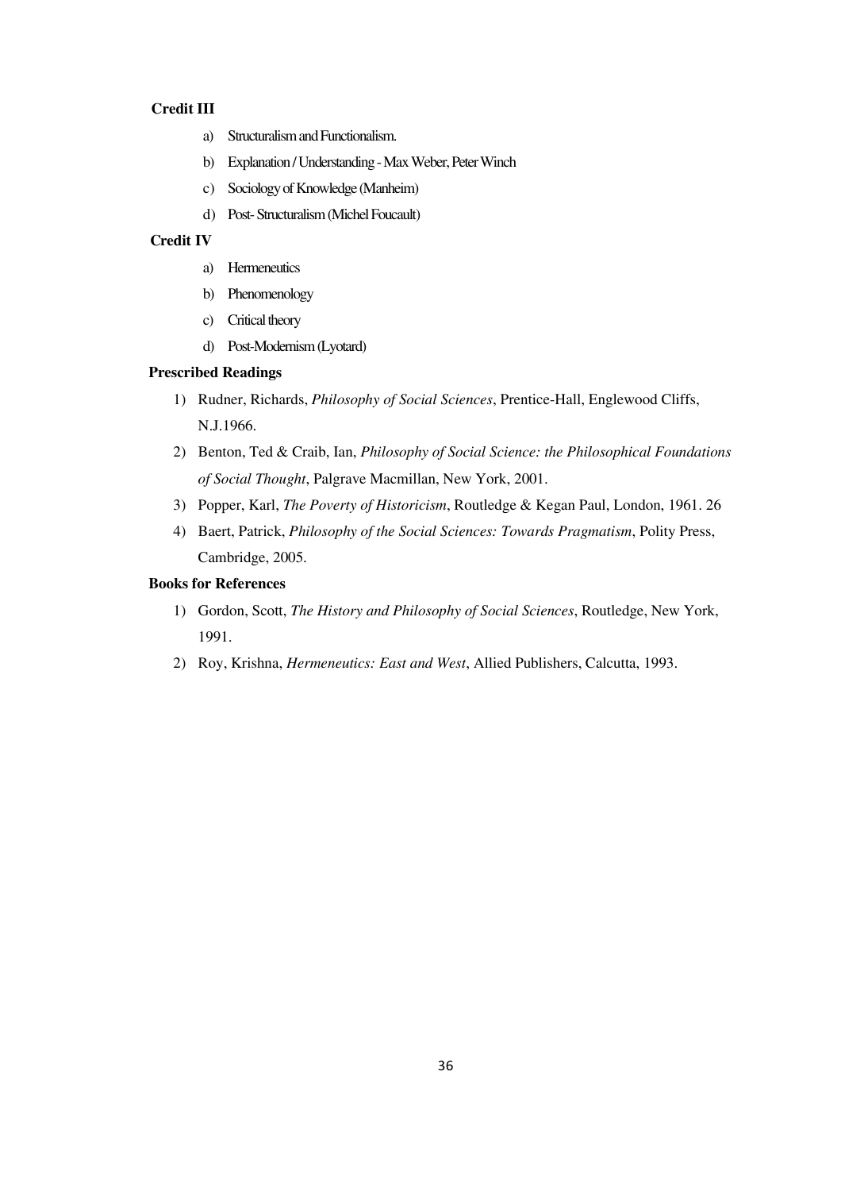**Credit III**

a) Structuralism and Functionalism.

b) Explanation / Understanding - Max Weber, Peter Winch

c) Sociology of Knowledge (Manheim)

d) Post- Structuralism (Michel Foucault)

**Credit IV**

a) Hermeneutics

b) Phenomenology

c) Critical theory

d) Post-Modernism (Lyotard)

**Prescribed Readings**

1) Rudner, Richards, *Philosophy of Social Sciences*, Prentice-Hall, Englewood Cliffs, N.J.1966.
2) Benton, Ted & Craib, Ian, *Philosophy of Social Science: the Philosophical Foundations of Social Thought*, Palgrave Macmillan, New York, 2001.
3) Popper, Karl, *The Poverty of Historicism*, Routledge & Kegan Paul, London, 1961. 26
4) Baert, Patrick, *Philosophy of the Social Sciences: Towards Pragmatism*, Polity Press, Cambridge, 2005.

**Books for References**

1) Gordon, Scott, *The History and Philosophy of Social Sciences*, Routledge, New York, 1991.
2) Roy, Krishna, *Hermeneutics: East and West*, Allied Publishers, Calcutta, 1993.